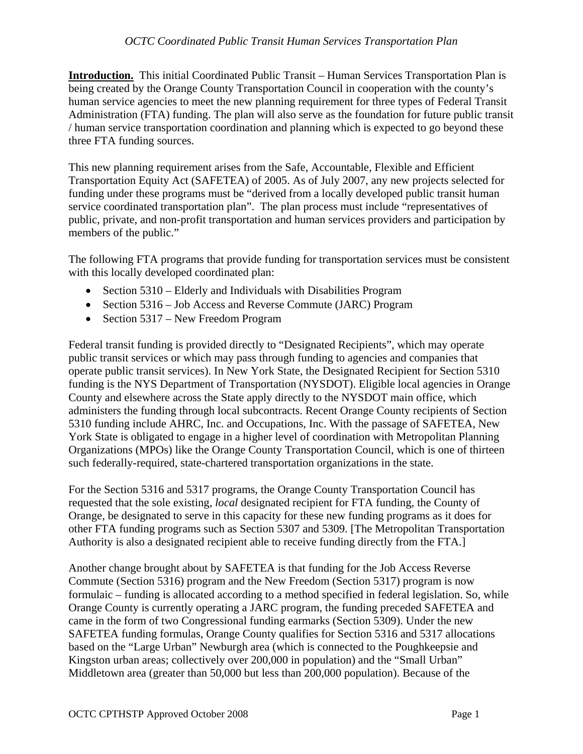**Introduction.** This initial Coordinated Public Transit – Human Services Transportation Plan is being created by the Orange County Transportation Council in cooperation with the county's human service agencies to meet the new planning requirement for three types of Federal Transit Administration (FTA) funding. The plan will also serve as the foundation for future public transit / human service transportation coordination and planning which is expected to go beyond these three FTA funding sources.

This new planning requirement arises from the Safe, Accountable, Flexible and Efficient Transportation Equity Act (SAFETEA) of 2005. As of July 2007, any new projects selected for funding under these programs must be "derived from a locally developed public transit human service coordinated transportation plan". The plan process must include "representatives of public, private, and non-profit transportation and human services providers and participation by members of the public."

The following FTA programs that provide funding for transportation services must be consistent with this locally developed coordinated plan:

- Section 5310 – Elderly and Individuals with Disabilities Program
- Section 5316 – Job Access and Reverse Commute (JARC) Program
- Section 5317 – New Freedom Program

Federal transit funding is provided directly to "Designated Recipients", which may operate public transit services or which may pass through funding to agencies and companies that operate public transit services). In New York State, the Designated Recipient for Section 5310 funding is the NYS Department of Transportation (NYSDOT). Eligible local agencies in Orange County and elsewhere across the State apply directly to the NYSDOT main office, which administers the funding through local subcontracts. Recent Orange County recipients of Section 5310 funding include AHRC, Inc. and Occupations, Inc. With the passage of SAFETEA, New York State is obligated to engage in a higher level of coordination with Metropolitan Planning Organizations (MPOs) like the Orange County Transportation Council, which is one of thirteen such federally-required, state-chartered transportation organizations in the state.

For the Section 5316 and 5317 programs, the Orange County Transportation Council has requested that the sole existing, *local* designated recipient for FTA funding, the County of Orange, be designated to serve in this capacity for these new funding programs as it does for other FTA funding programs such as Section 5307 and 5309. [The Metropolitan Transportation Authority is also a designated recipient able to receive funding directly from the FTA.]

Another change brought about by SAFETEA is that funding for the Job Access Reverse Commute (Section 5316) program and the New Freedom (Section 5317) program is now formulaic – funding is allocated according to a method specified in federal legislation. So, while Orange County is currently operating a JARC program, the funding preceded SAFETEA and came in the form of two Congressional funding earmarks (Section 5309). Under the new SAFETEA funding formulas, Orange County qualifies for Section 5316 and 5317 allocations based on the "Large Urban" Newburgh area (which is connected to the Poughkeepsie and Kingston urban areas; collectively over 200,000 in population) and the "Small Urban" Middletown area (greater than 50,000 but less than 200,000 population). Because of the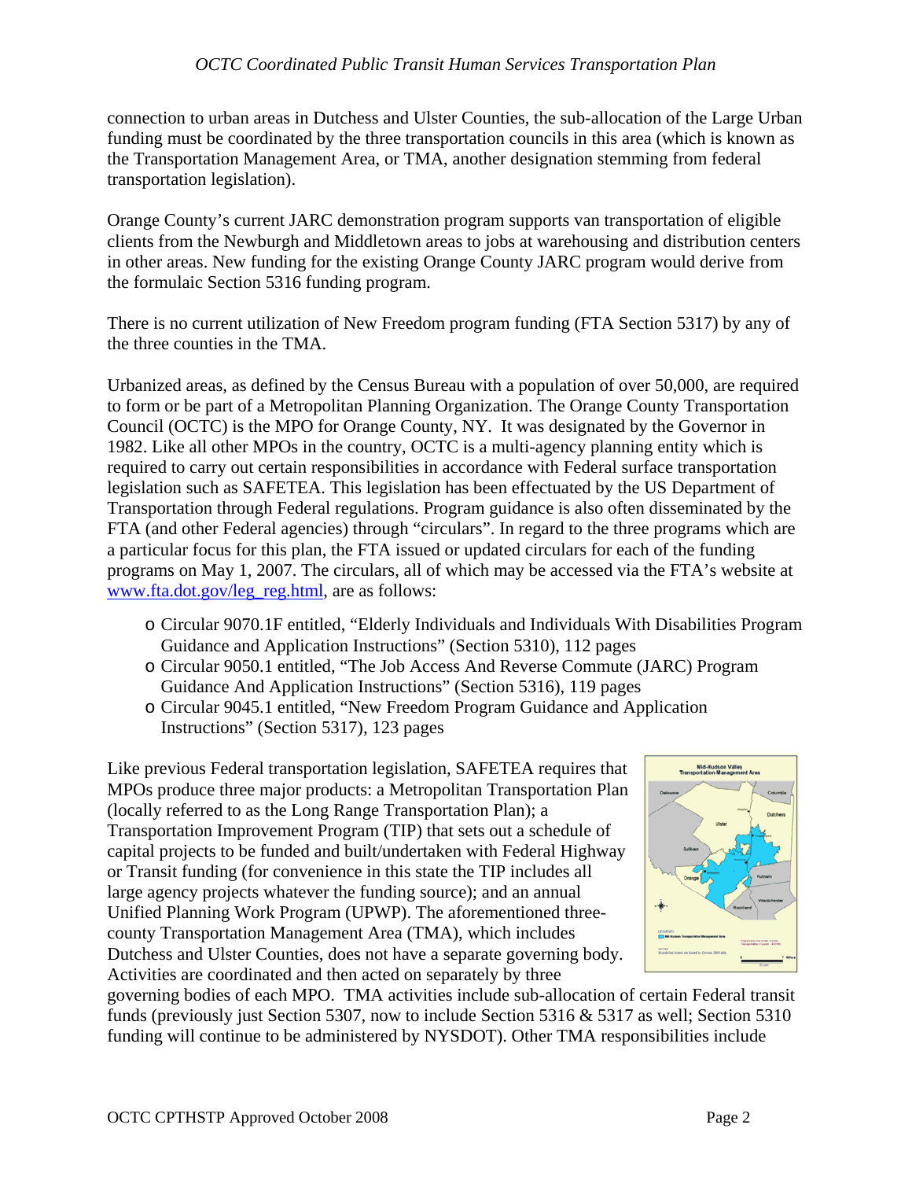connection to urban areas in Dutchess and Ulster Counties, the sub-allocation of the Large Urban funding must be coordinated by the three transportation councils in this area (which is known as the Transportation Management Area, or TMA, another designation stemming from federal transportation legislation).

Orange County's current JARC demonstration program supports van transportation of eligible clients from the Newburgh and Middletown areas to jobs at warehousing and distribution centers in other areas. New funding for the existing Orange County JARC program would derive from the formulaic Section 5316 funding program.

There is no current utilization of New Freedom program funding (FTA Section 5317) by any of the three counties in the TMA.

Urbanized areas, as defined by the Census Bureau with a population of over 50,000, are required to form or be part of a Metropolitan Planning Organization. The Orange County Transportation Council (OCTC) is the MPO for Orange County, NY. It was designated by the Governor in 1982. Like all other MPOs in the country, OCTC is a multi-agency planning entity which is required to carry out certain responsibilities in accordance with Federal surface transportation legislation such as SAFETEA. This legislation has been effectuated by the US Department of Transportation through Federal regulations. Program guidance is also often disseminated by the FTA (and other Federal agencies) through "circulars". In regard to the three programs which are a particular focus for this plan, the FTA issued or updated circulars for each of the funding programs on May 1, 2007. The circulars, all of which may be accessed via the FTA's website at www.fta.dot.gov/leg_reg.html, are as follows:

- Circular 9070.1F entitled, "Elderly Individuals and Individuals With Disabilities Program Guidance and Application Instructions" (Section 5310), 112 pages
- Circular 9050.1 entitled, "The Job Access And Reverse Commute (JARC) Program Guidance And Application Instructions" (Section 5316), 119 pages
- Circular 9045.1 entitled, "New Freedom Program Guidance and Application Instructions" (Section 5317), 123 pages

Like previous Federal transportation legislation, SAFETEA requires that MPOs produce three major products: a Metropolitan Transportation Plan (locally referred to as the Long Range Transportation Plan); a Transportation Improvement Program (TIP) that sets out a schedule of capital projects to be funded and built/undertaken with Federal Highway or Transit funding (for convenience in this state the TIP includes all large agency projects whatever the funding source); and an annual Unified Planning Work Program (UPWP). The aforementioned three-county Transportation Management Area (TMA), which includes Dutchess and Ulster Counties, does not have a separate governing body. Activities are coordinated and then acted on separately by three governing bodies of each MPO. TMA activities include sub-allocation of certain Federal transit funds (previously just Section 5307, now to include Section 5316 & 5317 as well; Section 5310 funding will continue to be administered by NYSDOT). Other TMA responsibilities include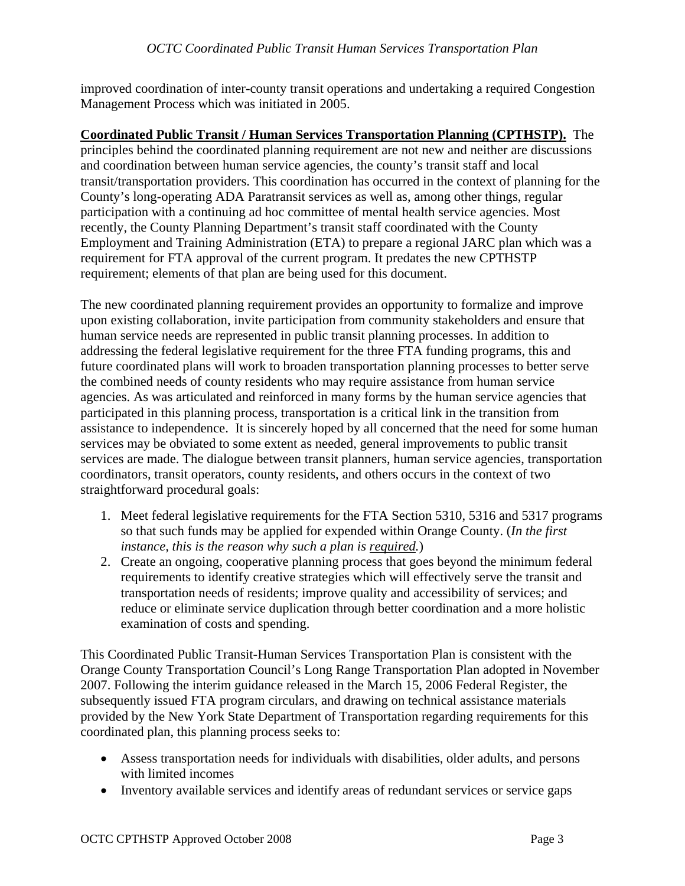improved coordination of inter-county transit operations and undertaking a required Congestion Management Process which was initiated in 2005.

**Coordinated Public Transit / Human Services Transportation Planning (CPTHSTP).** The principles behind the coordinated planning requirement are not new and neither are discussions and coordination between human service agencies, the county's transit staff and local transit/transportation providers. This coordination has occurred in the context of planning for the County's long-operating ADA Paratransit services as well as, among other things, regular participation with a continuing ad hoc committee of mental health service agencies. Most recently, the County Planning Department's transit staff coordinated with the County Employment and Training Administration (ETA) to prepare a regional JARC plan which was a requirement for FTA approval of the current program. It predates the new CPTHSTP requirement; elements of that plan are being used for this document.

The new coordinated planning requirement provides an opportunity to formalize and improve upon existing collaboration, invite participation from community stakeholders and ensure that human service needs are represented in public transit planning processes. In addition to addressing the federal legislative requirement for the three FTA funding programs, this and future coordinated plans will work to broaden transportation planning processes to better serve the combined needs of county residents who may require assistance from human service agencies. As was articulated and reinforced in many forms by the human service agencies that participated in this planning process, transportation is a critical link in the transition from assistance to independence. It is sincerely hoped by all concerned that the need for some human services may be obviated to some extent as needed, general improvements to public transit services are made. The dialogue between transit planners, human service agencies, transportation coordinators, transit operators, county residents, and others occurs in the context of two straightforward procedural goals:

1. Meet federal legislative requirements for the FTA Section 5310, 5316 and 5317 programs so that such funds may be applied for expended within Orange County. (*In the first instance, this is the reason why such a plan is required.*)
2. Create an ongoing, cooperative planning process that goes beyond the minimum federal requirements to identify creative strategies which will effectively serve the transit and transportation needs of residents; improve quality and accessibility of services; and reduce or eliminate service duplication through better coordination and a more holistic examination of costs and spending.

This Coordinated Public Transit-Human Services Transportation Plan is consistent with the Orange County Transportation Council's Long Range Transportation Plan adopted in November 2007. Following the interim guidance released in the March 15, 2006 Federal Register, the subsequently issued FTA program circulars, and drawing on technical assistance materials provided by the New York State Department of Transportation regarding requirements for this coordinated plan, this planning process seeks to:

- Assess transportation needs for individuals with disabilities, older adults, and persons with limited incomes
- Inventory available services and identify areas of redundant services or service gaps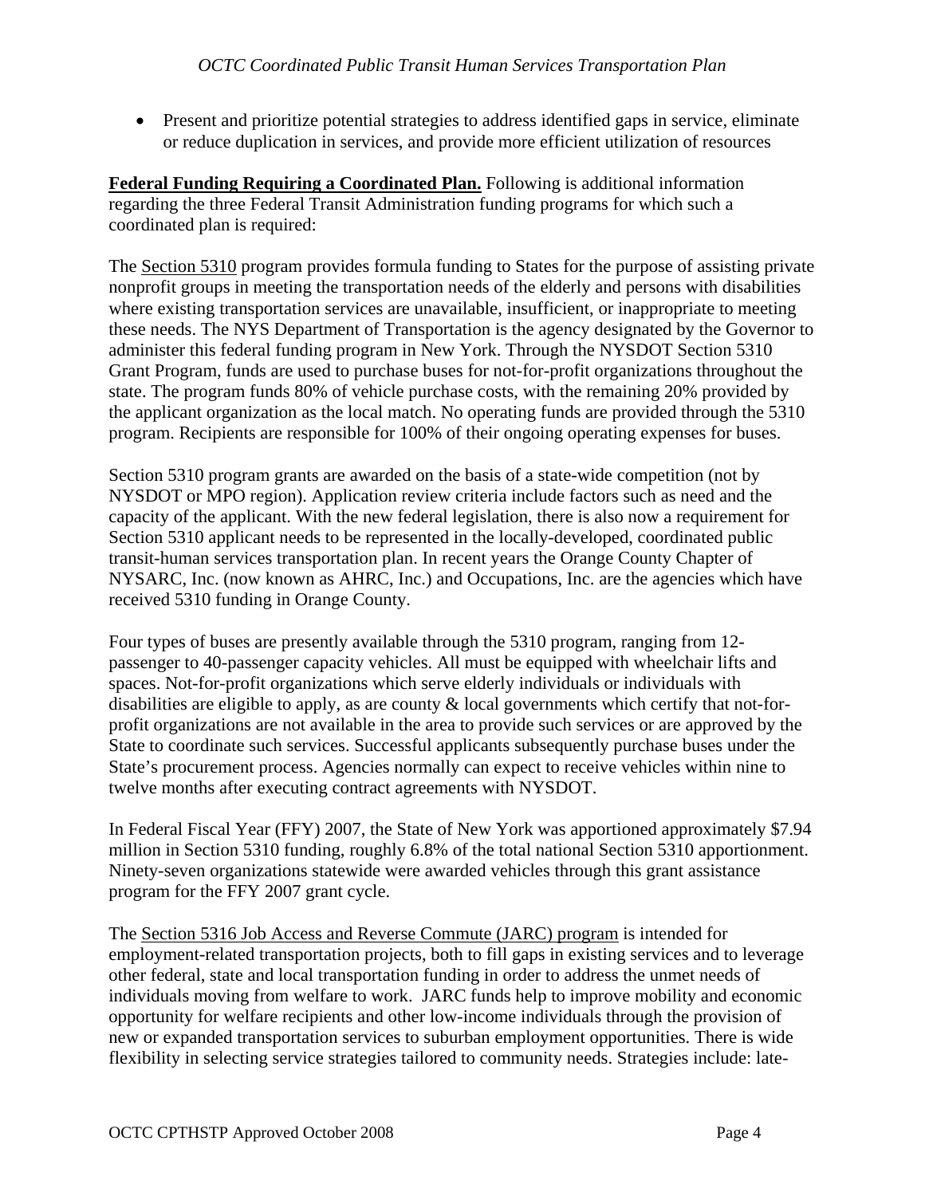- Present and prioritize potential strategies to address identified gaps in service, eliminate or reduce duplication in services, and provide more efficient utilization of resources

**Federal Funding Requiring a Coordinated Plan.** Following is additional information regarding the three Federal Transit Administration funding programs for which such a coordinated plan is required:

The Section 5310 program provides formula funding to States for the purpose of assisting private nonprofit groups in meeting the transportation needs of the elderly and persons with disabilities where existing transportation services are unavailable, insufficient, or inappropriate to meeting these needs. The NYS Department of Transportation is the agency designated by the Governor to administer this federal funding program in New York. Through the NYSDOT Section 5310 Grant Program, funds are used to purchase buses for not-for-profit organizations throughout the state. The program funds 80% of vehicle purchase costs, with the remaining 20% provided by the applicant organization as the local match. No operating funds are provided through the 5310 program. Recipients are responsible for 100% of their ongoing operating expenses for buses.

Section 5310 program grants are awarded on the basis of a state-wide competition (not by NYSDOT or MPO region). Application review criteria include factors such as need and the capacity of the applicant. With the new federal legislation, there is also now a requirement for Section 5310 applicant needs to be represented in the locally-developed, coordinated public transit-human services transportation plan. In recent years the Orange County Chapter of NYSARC, Inc. (now known as AHRC, Inc.) and Occupations, Inc. are the agencies which have received 5310 funding in Orange County.

Four types of buses are presently available through the 5310 program, ranging from 12-passenger to 40-passenger capacity vehicles. All must be equipped with wheelchair lifts and spaces. Not-for-profit organizations which serve elderly individuals or individuals with disabilities are eligible to apply, as are county & local governments which certify that not-for-profit organizations are not available in the area to provide such services or are approved by the State to coordinate such services. Successful applicants subsequently purchase buses under the State's procurement process. Agencies normally can expect to receive vehicles within nine to twelve months after executing contract agreements with NYSDOT.

In Federal Fiscal Year (FFY) 2007, the State of New York was apportioned approximately $7.94 million in Section 5310 funding, roughly 6.8% of the total national Section 5310 apportionment. Ninety-seven organizations statewide were awarded vehicles through this grant assistance program for the FFY 2007 grant cycle.

The Section 5316 Job Access and Reverse Commute (JARC) program is intended for employment-related transportation projects, both to fill gaps in existing services and to leverage other federal, state and local transportation funding in order to address the unmet needs of individuals moving from welfare to work. JARC funds help to improve mobility and economic opportunity for welfare recipients and other low-income individuals through the provision of new or expanded transportation services to suburban employment opportunities. There is wide flexibility in selecting service strategies tailored to community needs. Strategies include: late-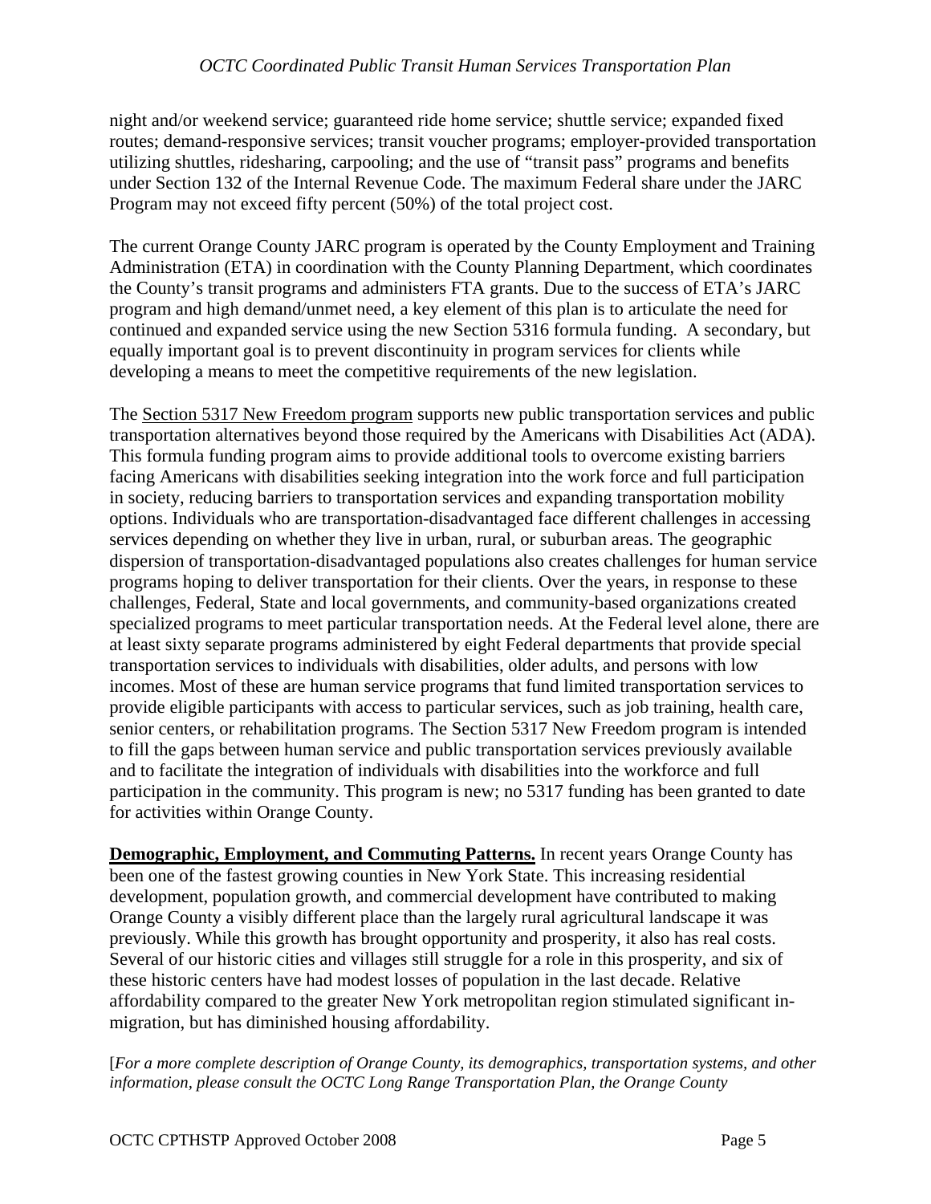night and/or weekend service; guaranteed ride home service; shuttle service; expanded fixed routes; demand-responsive services; transit voucher programs; employer-provided transportation utilizing shuttles, ridesharing, carpooling; and the use of "transit pass" programs and benefits under Section 132 of the Internal Revenue Code. The maximum Federal share under the JARC Program may not exceed fifty percent (50%) of the total project cost.

The current Orange County JARC program is operated by the County Employment and Training Administration (ETA) in coordination with the County Planning Department, which coordinates the County's transit programs and administers FTA grants. Due to the success of ETA's JARC program and high demand/unmet need, a key element of this plan is to articulate the need for continued and expanded service using the new Section 5316 formula funding. A secondary, but equally important goal is to prevent discontinuity in program services for clients while developing a means to meet the competitive requirements of the new legislation.

The <u>Section 5317 New Freedom program</u> supports new public transportation services and public transportation alternatives beyond those required by the Americans with Disabilities Act (ADA). This formula funding program aims to provide additional tools to overcome existing barriers facing Americans with disabilities seeking integration into the work force and full participation in society, reducing barriers to transportation services and expanding transportation mobility options. Individuals who are transportation-disadvantaged face different challenges in accessing services depending on whether they live in urban, rural, or suburban areas. The geographic dispersion of transportation-disadvantaged populations also creates challenges for human service programs hoping to deliver transportation for their clients. Over the years, in response to these challenges, Federal, State and local governments, and community-based organizations created specialized programs to meet particular transportation needs. At the Federal level alone, there are at least sixty separate programs administered by eight Federal departments that provide special transportation services to individuals with disabilities, older adults, and persons with low incomes. Most of these are human service programs that fund limited transportation services to provide eligible participants with access to particular services, such as job training, health care, senior centers, or rehabilitation programs. The Section 5317 New Freedom program is intended to fill the gaps between human service and public transportation services previously available and to facilitate the integration of individuals with disabilities into the workforce and full participation in the community. This program is new; no 5317 funding has been granted to date for activities within Orange County.

**<u>Demographic, Employment, and Commuting Patterns.</u>** In recent years Orange County has been one of the fastest growing counties in New York State. This increasing residential development, population growth, and commercial development have contributed to making Orange County a visibly different place than the largely rural agricultural landscape it was previously. While this growth has brought opportunity and prosperity, it also has real costs. Several of our historic cities and villages still struggle for a role in this prosperity, and six of these historic centers have had modest losses of population in the last decade. Relative affordability compared to the greater New York metropolitan region stimulated significant in-migration, but has diminished housing affordability.

[*For a more complete description of Orange County, its demographics, transportation systems, and other information, please consult the OCTC Long Range Transportation Plan, the Orange County*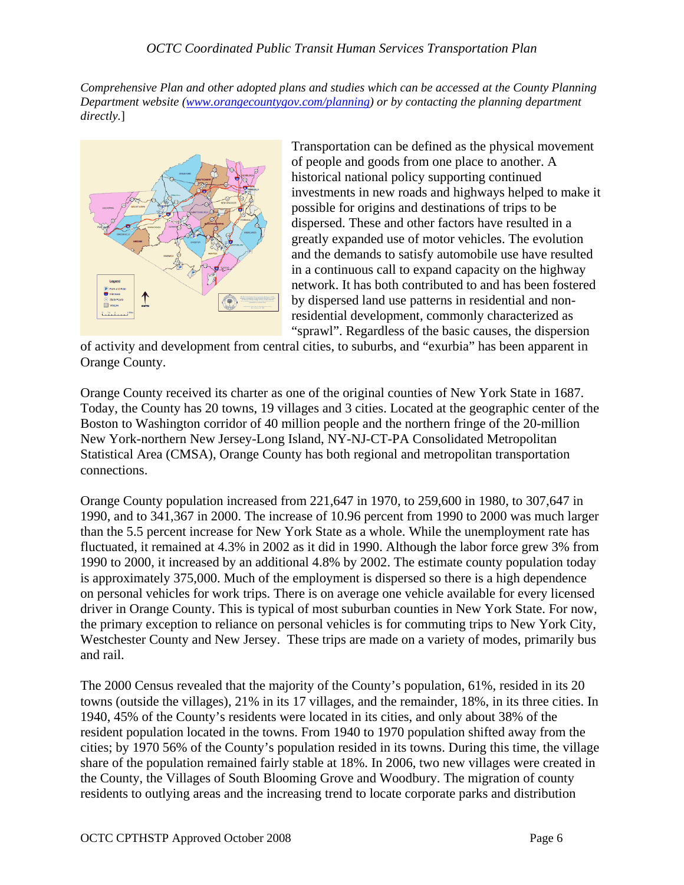*Comprehensive Plan and other adopted plans and studies which can be accessed at the County Planning Department website (www.orangecountygov.com/planning) or by contacting the planning department directly.*]

Transportation can be defined as the physical movement of people and goods from one place to another. A historical national policy supporting continued investments in new roads and highways helped to make it possible for origins and destinations of trips to be dispersed. These and other factors have resulted in a greatly expanded use of motor vehicles. The evolution and the demands to satisfy automobile use have resulted in a continuous call to expand capacity on the highway network. It has both contributed to and has been fostered by dispersed land use patterns in residential and non-residential development, commonly characterized as "sprawl". Regardless of the basic causes, the dispersion of activity and development from central cities, to suburbs, and "exurbia" has been apparent in Orange County.

Orange County received its charter as one of the original counties of New York State in 1687. Today, the County has 20 towns, 19 villages and 3 cities. Located at the geographic center of the Boston to Washington corridor of 40 million people and the northern fringe of the 20-million New York-northern New Jersey-Long Island, NY-NJ-CT-PA Consolidated Metropolitan Statistical Area (CMSA), Orange County has both regional and metropolitan transportation connections.

Orange County population increased from 221,647 in 1970, to 259,600 in 1980, to 307,647 in 1990, and to 341,367 in 2000. The increase of 10.96 percent from 1990 to 2000 was much larger than the 5.5 percent increase for New York State as a whole. While the unemployment rate has fluctuated, it remained at 4.3% in 2002 as it did in 1990. Although the labor force grew 3% from 1990 to 2000, it increased by an additional 4.8% by 2002. The estimate county population today is approximately 375,000. Much of the employment is dispersed so there is a high dependence on personal vehicles for work trips. There is on average one vehicle available for every licensed driver in Orange County. This is typical of most suburban counties in New York State. For now, the primary exception to reliance on personal vehicles is for commuting trips to New York City, Westchester County and New Jersey. These trips are made on a variety of modes, primarily bus and rail.

The 2000 Census revealed that the majority of the County's population, 61%, resided in its 20 towns (outside the villages), 21% in its 17 villages, and the remainder, 18%, in its three cities. In 1940, 45% of the County's residents were located in its cities, and only about 38% of the resident population located in the towns. From 1940 to 1970 population shifted away from the cities; by 1970 56% of the County's population resided in its towns. During this time, the village share of the population remained fairly stable at 18%. In 2006, two new villages were created in the County, the Villages of South Blooming Grove and Woodbury. The migration of county residents to outlying areas and the increasing trend to locate corporate parks and distribution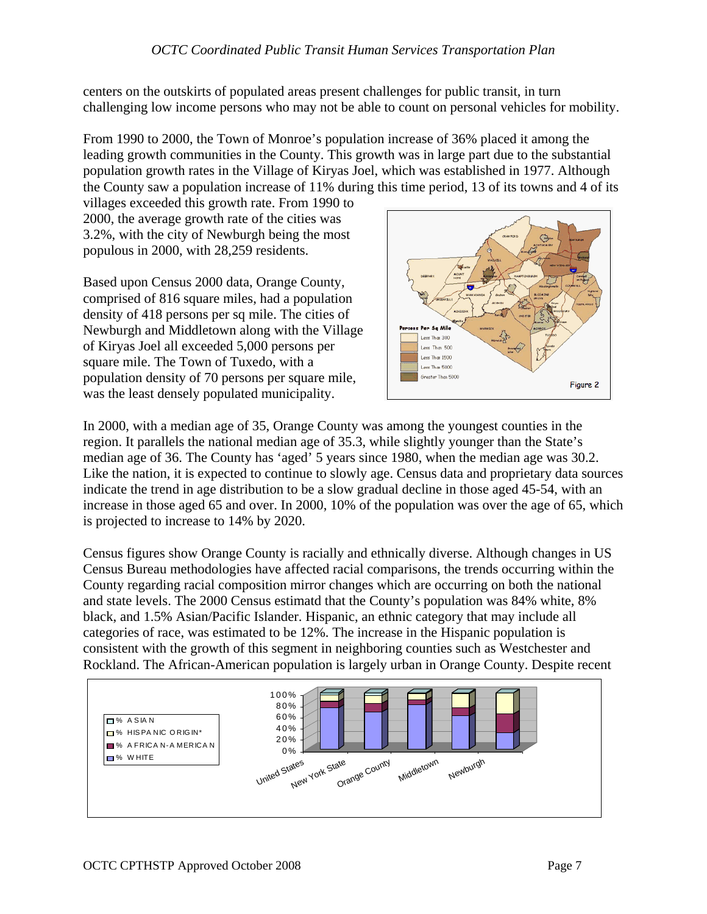centers on the outskirts of populated areas present challenges for public transit, in turn challenging low income persons who may not be able to count on personal vehicles for mobility.

From 1990 to 2000, the Town of Monroe's population increase of 36% placed it among the leading growth communities in the County. This growth was in large part due to the substantial population growth rates in the Village of Kiryas Joel, which was established in 1977. Although the County saw a population increase of 11% during this time period, 13 of its towns and 4 of its villages exceeded this growth rate. From 1990 to 2000, the average growth rate of the cities was 3.2%, with the city of Newburgh being the most populous in 2000, with 28,259 residents.

Based upon Census 2000 data, Orange County, comprised of 816 square miles, had a population density of 418 persons per sq mile. The cities of Newburgh and Middletown along with the Village of Kiryas Joel all exceeded 5,000 persons per square mile. The Town of Tuxedo, with a population density of 70 persons per square mile, was the least densely populated municipality.

Figure 2

In 2000, with a median age of 35, Orange County was among the youngest counties in the region. It parallels the national median age of 35.3, while slightly younger than the State's median age of 36. The County has 'aged' 5 years since 1980, when the median age was 30.2. Like the nation, it is expected to continue to slowly age. Census data and proprietary data sources indicate the trend in age distribution to be a slow gradual decline in those aged 45-54, with an increase in those aged 65 and over. In 2000, 10% of the population was over the age of 65, which is projected to increase to 14% by 2020.

Census figures show Orange County is racially and ethnically diverse. Although changes in US Census Bureau methodologies have affected racial comparisons, the trends occurring within the County regarding racial composition mirror changes which are occurring on both the national and state levels. The 2000 Census estimatd that the County's population was 84% white, 8% black, and 1.5% Asian/Pacific Islander. Hispanic, an ethnic category that may include all categories of race, was estimated to be 12%. The increase in the Hispanic population is consistent with the growth of this segment in neighboring counties such as Westchester and Rockland. The African-American population is largely urban in Orange County. Despite recent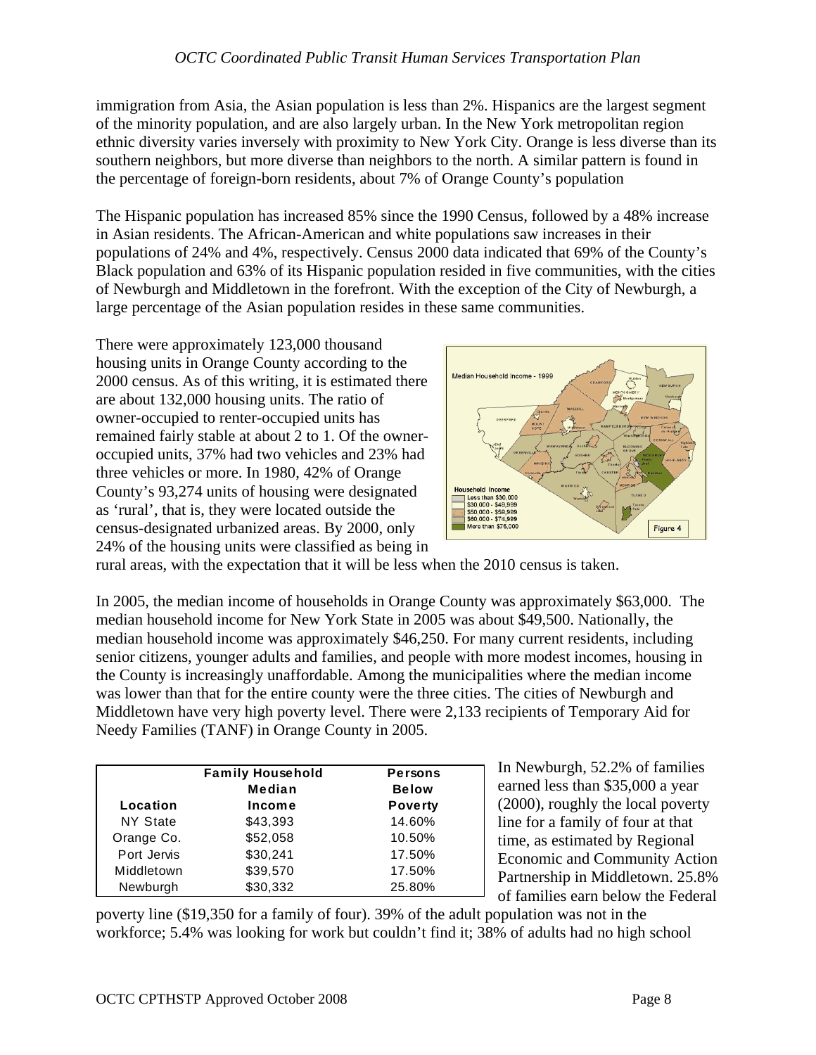immigration from Asia, the Asian population is less than 2%. Hispanics are the largest segment of the minority population, and are also largely urban. In the New York metropolitan region ethnic diversity varies inversely with proximity to New York City. Orange is less diverse than its southern neighbors, but more diverse than neighbors to the north. A similar pattern is found in the percentage of foreign-born residents, about 7% of Orange County's population

The Hispanic population has increased 85% since the 1990 Census, followed by a 48% increase in Asian residents. The African-American and white populations saw increases in their populations of 24% and 4%, respectively. Census 2000 data indicated that 69% of the County's Black population and 63% of its Hispanic population resided in five communities, with the cities of Newburgh and Middletown in the forefront. With the exception of the City of Newburgh, a large percentage of the Asian population resides in these same communities.

There were approximately 123,000 thousand housing units in Orange County according to the 2000 census. As of this writing, it is estimated there are about 132,000 housing units. The ratio of owner-occupied to renter-occupied units has remained fairly stable at about 2 to 1. Of the owner-occupied units, 37% had two vehicles and 23% had three vehicles or more. In 1980, 42% of Orange County's 93,274 units of housing were designated as 'rural', that is, they were located outside the census-designated urbanized areas. By 2000, only 24% of the housing units were classified as being in rural areas, with the expectation that it will be less when the 2010 census is taken.

Figure 4

In 2005, the median income of households in Orange County was approximately $63,000. The median household income for New York State in 2005 was about $49,500. Nationally, the median household income was approximately $46,250. For many current residents, including senior citizens, younger adults and families, and people with more modest incomes, housing in the County is increasingly unaffordable. Among the municipalities where the median income was lower than that for the entire county were the three cities. The cities of Newburgh and Middletown have very high poverty level. There were 2,133 recipients of Temporary Aid for Needy Families (TANF) in Orange County in 2005.

| Location | Family Household Median Income | Persons Below Poverty |
|---|---|---|
| NY State | $43,393 | 14.60% |
| Orange Co. | $52,058 | 10.50% |
| Port Jervis | $30,241 | 17.50% |
| Middletown | $39,570 | 17.50% |
| Newburgh | $30,332 | 25.80% |

In Newburgh, 52.2% of families earned less than $35,000 a year (2000), roughly the local poverty line for a family of four at that time, as estimated by Regional Economic and Community Action Partnership in Middletown. 25.8% of families earn below the Federal poverty line ($19,350 for a family of four). 39% of the adult population was not in the workforce; 5.4% was looking for work but couldn't find it; 38% of adults had no high school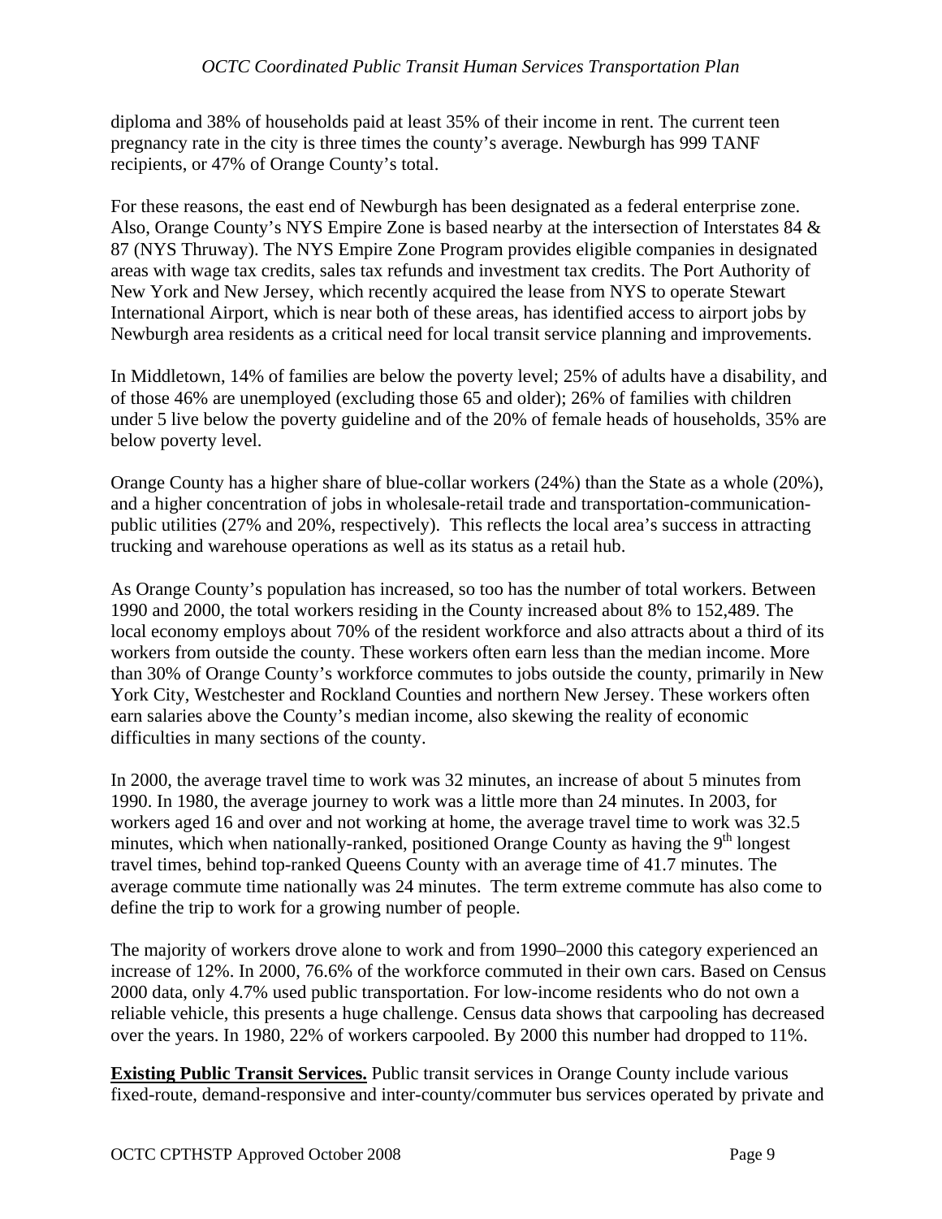diploma and 38% of households paid at least 35% of their income in rent. The current teen pregnancy rate in the city is three times the county's average. Newburgh has 999 TANF recipients, or 47% of Orange County's total.

For these reasons, the east end of Newburgh has been designated as a federal enterprise zone. Also, Orange County's NYS Empire Zone is based nearby at the intersection of Interstates 84 & 87 (NYS Thruway). The NYS Empire Zone Program provides eligible companies in designated areas with wage tax credits, sales tax refunds and investment tax credits. The Port Authority of New York and New Jersey, which recently acquired the lease from NYS to operate Stewart International Airport, which is near both of these areas, has identified access to airport jobs by Newburgh area residents as a critical need for local transit service planning and improvements.

In Middletown, 14% of families are below the poverty level; 25% of adults have a disability, and of those 46% are unemployed (excluding those 65 and older); 26% of families with children under 5 live below the poverty guideline and of the 20% of female heads of households, 35% are below poverty level.

Orange County has a higher share of blue-collar workers (24%) than the State as a whole (20%), and a higher concentration of jobs in wholesale-retail trade and transportation-communication-public utilities (27% and 20%, respectively). This reflects the local area's success in attracting trucking and warehouse operations as well as its status as a retail hub.

As Orange County's population has increased, so too has the number of total workers. Between 1990 and 2000, the total workers residing in the County increased about 8% to 152,489. The local economy employs about 70% of the resident workforce and also attracts about a third of its workers from outside the county. These workers often earn less than the median income. More than 30% of Orange County's workforce commutes to jobs outside the county, primarily in New York City, Westchester and Rockland Counties and northern New Jersey. These workers often earn salaries above the County's median income, also skewing the reality of economic difficulties in many sections of the county.

In 2000, the average travel time to work was 32 minutes, an increase of about 5 minutes from 1990. In 1980, the average journey to work was a little more than 24 minutes. In 2003, for workers aged 16 and over and not working at home, the average travel time to work was 32.5 minutes, which when nationally-ranked, positioned Orange County as having the 9th longest travel times, behind top-ranked Queens County with an average time of 41.7 minutes. The average commute time nationally was 24 minutes. The term extreme commute has also come to define the trip to work for a growing number of people.

The majority of workers drove alone to work and from 1990–2000 this category experienced an increase of 12%. In 2000, 76.6% of the workforce commuted in their own cars. Based on Census 2000 data, only 4.7% used public transportation. For low-income residents who do not own a reliable vehicle, this presents a huge challenge. Census data shows that carpooling has decreased over the years. In 1980, 22% of workers carpooled. By 2000 this number had dropped to 11%.

**Existing Public Transit Services.** Public transit services in Orange County include various fixed-route, demand-responsive and inter-county/commuter bus services operated by private and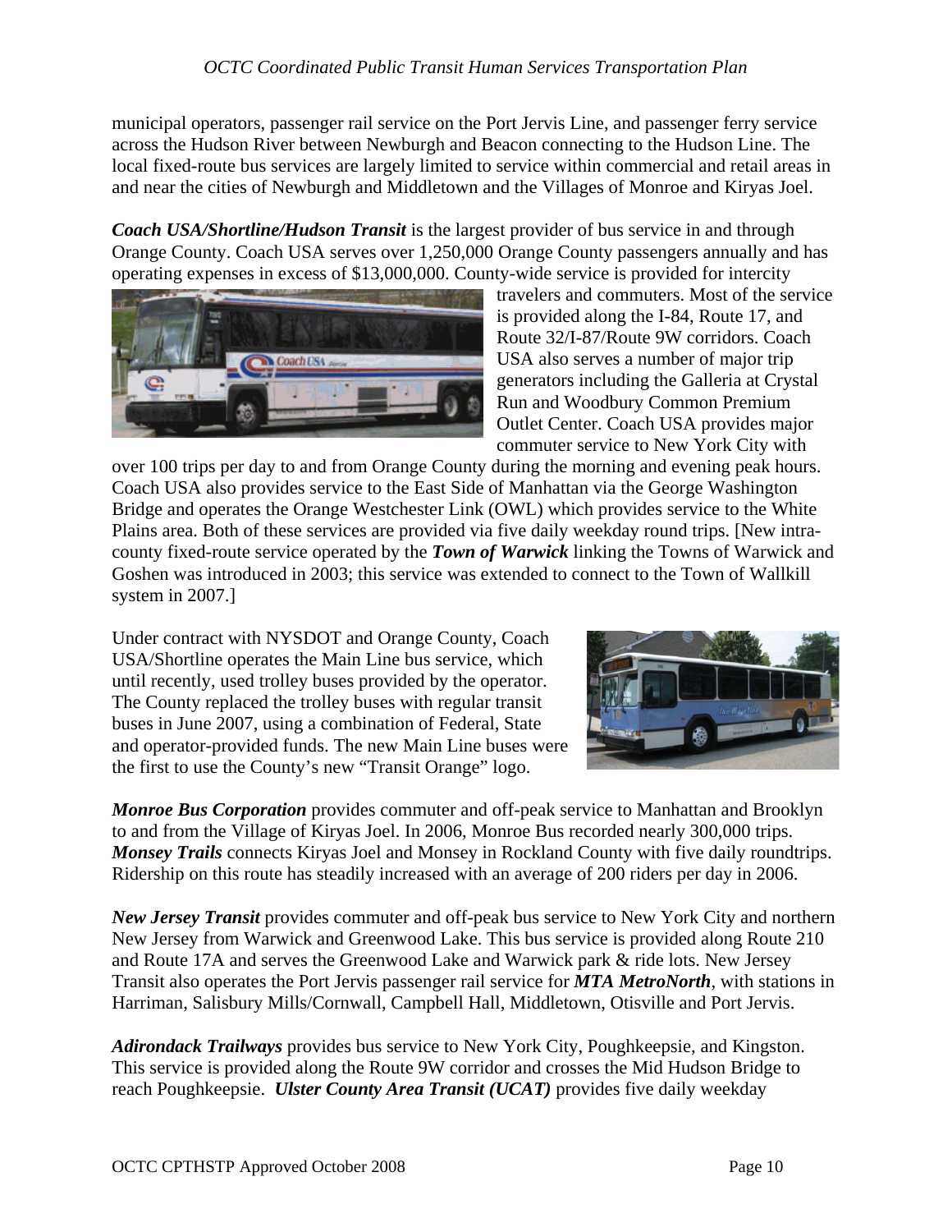municipal operators, passenger rail service on the Port Jervis Line, and passenger ferry service across the Hudson River between Newburgh and Beacon connecting to the Hudson Line. The local fixed-route bus services are largely limited to service within commercial and retail areas in and near the cities of Newburgh and Middletown and the Villages of Monroe and Kiryas Joel.

***Coach USA/Shortline/Hudson Transit*** is the largest provider of bus service in and through Orange County. Coach USA serves over 1,250,000 Orange County passengers annually and has operating expenses in excess of $13,000,000. County-wide service is provided for intercity travelers and commuters. Most of the service is provided along the I-84, Route 17, and Route 32/I-87/Route 9W corridors. Coach USA also serves a number of major trip generators including the Galleria at Crystal Run and Woodbury Common Premium Outlet Center. Coach USA provides major commuter service to New York City with over 100 trips per day to and from Orange County during the morning and evening peak hours. Coach USA also provides service to the East Side of Manhattan via the George Washington Bridge and operates the Orange Westchester Link (OWL) which provides service to the White Plains area. Both of these services are provided via five daily weekday round trips. [New intra-county fixed-route service operated by the ***Town of Warwick*** linking the Towns of Warwick and Goshen was introduced in 2003; this service was extended to connect to the Town of Wallkill system in 2007.]

Under contract with NYSDOT and Orange County, Coach USA/Shortline operates the Main Line bus service, which until recently, used trolley buses provided by the operator. The County replaced the trolley buses with regular transit buses in June 2007, using a combination of Federal, State and operator-provided funds. The new Main Line buses were the first to use the County's new "Transit Orange" logo.

***Monroe Bus Corporation*** provides commuter and off-peak service to Manhattan and Brooklyn to and from the Village of Kiryas Joel. In 2006, Monroe Bus recorded nearly 300,000 trips. ***Monsey Trails*** connects Kiryas Joel and Monsey in Rockland County with five daily roundtrips. Ridership on this route has steadily increased with an average of 200 riders per day in 2006.

***New Jersey Transit*** provides commuter and off-peak bus service to New York City and northern New Jersey from Warwick and Greenwood Lake. This bus service is provided along Route 210 and Route 17A and serves the Greenwood Lake and Warwick park & ride lots. New Jersey Transit also operates the Port Jervis passenger rail service for ***MTA MetroNorth***, with stations in Harriman, Salisbury Mills/Cornwall, Campbell Hall, Middletown, Otisville and Port Jervis.

***Adirondack Trailways*** provides bus service to New York City, Poughkeepsie, and Kingston. This service is provided along the Route 9W corridor and crosses the Mid Hudson Bridge to reach Poughkeepsie. ***Ulster County Area Transit (UCAT)*** provides five daily weekday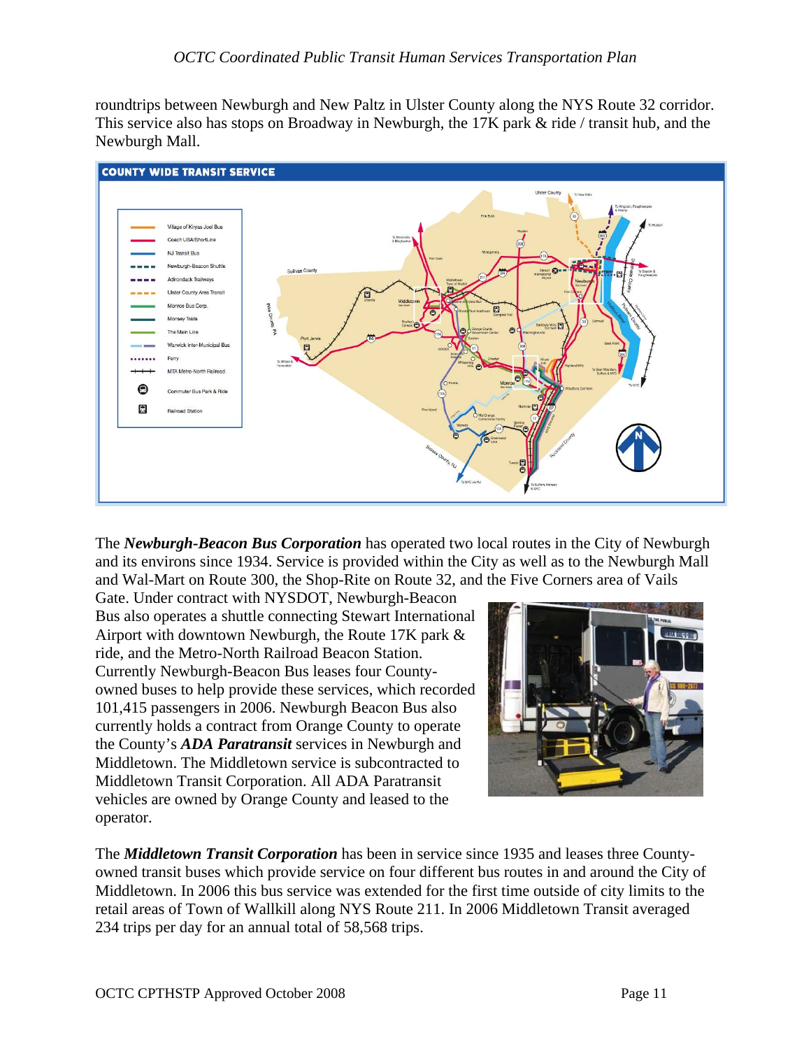roundtrips between Newburgh and New Paltz in Ulster County along the NYS Route 32 corridor. This service also has stops on Broadway in Newburgh, the 17K park & ride / transit hub, and the Newburgh Mall.

The ***Newburgh-Beacon Bus Corporation*** has operated two local routes in the City of Newburgh and its environs since 1934. Service is provided within the City as well as to the Newburgh Mall and Wal-Mart on Route 300, the Shop-Rite on Route 32, and the Five Corners area of Vails Gate. Under contract with NYSDOT, Newburgh-Beacon Bus also operates a shuttle connecting Stewart International Airport with downtown Newburgh, the Route 17K park & ride, and the Metro-North Railroad Beacon Station. Currently Newburgh-Beacon Bus leases four County-owned buses to help provide these services, which recorded 101,415 passengers in 2006. Newburgh Beacon Bus also currently holds a contract from Orange County to operate the County's ***ADA Paratransit*** services in Newburgh and Middletown. The Middletown service is subcontracted to Middletown Transit Corporation. All ADA Paratransit vehicles are owned by Orange County and leased to the operator.

The ***Middletown Transit Corporation*** has been in service since 1935 and leases three County-owned transit buses which provide service on four different bus routes in and around the City of Middletown. In 2006 this bus service was extended for the first time outside of city limits to the retail areas of Town of Wallkill along NYS Route 211. In 2006 Middletown Transit averaged 234 trips per day for an annual total of 58,568 trips.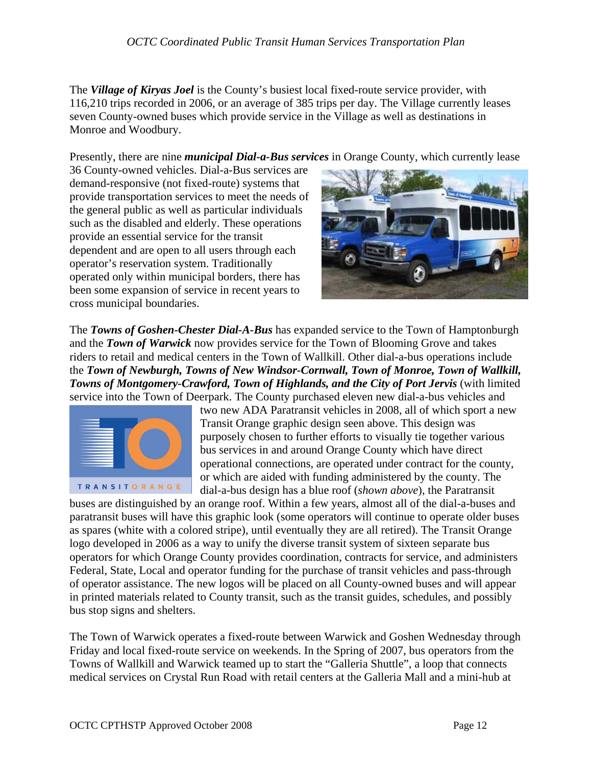The ***Village of Kiryas Joel*** is the County's busiest local fixed-route service provider, with 116,210 trips recorded in 2006, or an average of 385 trips per day. The Village currently leases seven County-owned buses which provide service in the Village as well as destinations in Monroe and Woodbury.

Presently, there are nine ***municipal Dial-a-Bus services*** in Orange County, which currently lease 36 County-owned vehicles. Dial-a-Bus services are demand-responsive (not fixed-route) systems that provide transportation services to meet the needs of the general public as well as particular individuals such as the disabled and elderly. These operations provide an essential service for the transit dependent and are open to all users through each operator's reservation system. Traditionally operated only within municipal borders, there has been some expansion of service in recent years to cross municipal boundaries.

The ***Towns of Goshen-Chester Dial-A-Bus*** has expanded service to the Town of Hamptonburgh and the ***Town of Warwick*** now provides service for the Town of Blooming Grove and takes riders to retail and medical centers in the Town of Wallkill. Other dial-a-bus operations include the ***Town of Newburgh, Towns of New Windsor-Cornwall, Town of Monroe, Town of Wallkill, Towns of Montgomery-Crawford, Town of Highlands, and the City of Port Jervis*** (with limited service into the Town of Deerpark. The County purchased eleven new dial-a-bus vehicles and two new ADA Paratransit vehicles in 2008, all of which sport a new Transit Orange graphic design seen above. This design was purposely chosen to further efforts to visually tie together various bus services in and around Orange County which have direct operational connections, are operated under contract for the county, or which are aided with funding administered by the county. The dial-a-bus design has a blue roof (*shown above*), the Paratransit buses are distinguished by an orange roof. Within a few years, almost all of the dial-a-buses and paratransit buses will have this graphic look (some operators will continue to operate older buses as spares (white with a colored stripe), until eventually they are all retired). The Transit Orange logo developed in 2006 as a way to unify the diverse transit system of sixteen separate bus operators for which Orange County provides coordination, contracts for service, and administers Federal, State, Local and operator funding for the purchase of transit vehicles and pass-through of operator assistance. The new logos will be placed on all County-owned buses and will appear in printed materials related to County transit, such as the transit guides, schedules, and possibly bus stop signs and shelters.

The Town of Warwick operates a fixed-route between Warwick and Goshen Wednesday through Friday and local fixed-route service on weekends. In the Spring of 2007, bus operators from the Towns of Wallkill and Warwick teamed up to start the "Galleria Shuttle", a loop that connects medical services on Crystal Run Road with retail centers at the Galleria Mall and a mini-hub at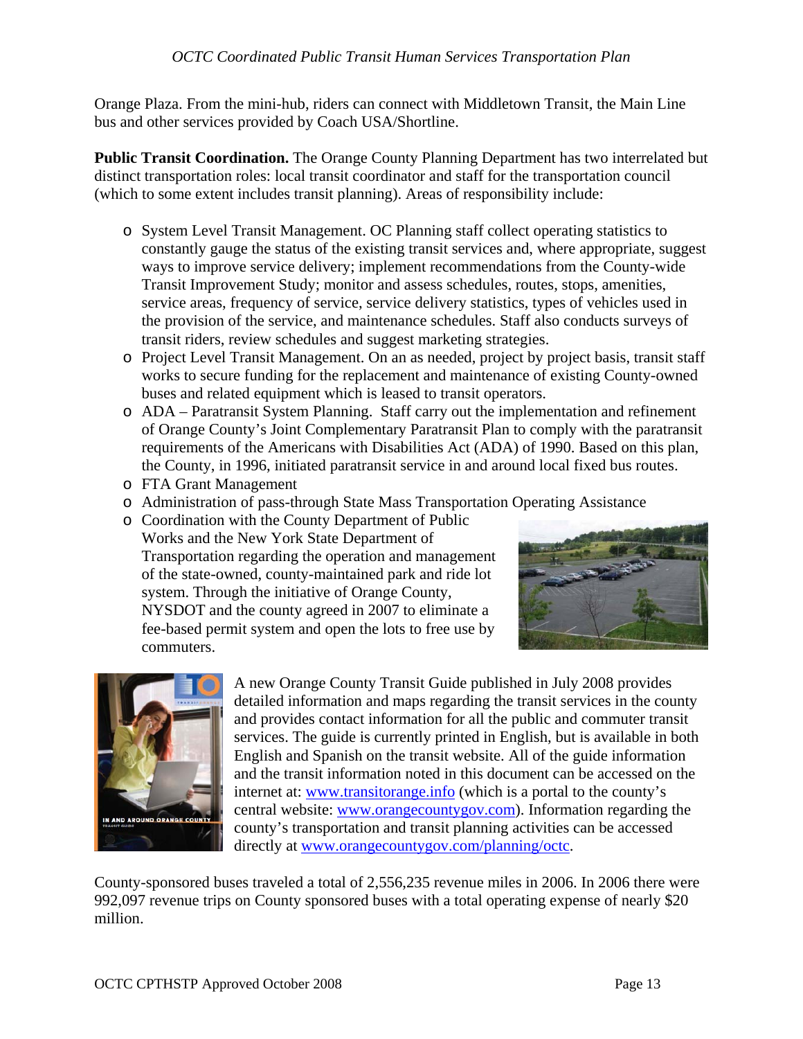Orange Plaza. From the mini-hub, riders can connect with Middletown Transit, the Main Line bus and other services provided by Coach USA/Shortline.

**Public Transit Coordination.** The Orange County Planning Department has two interrelated but distinct transportation roles: local transit coordinator and staff for the transportation council (which to some extent includes transit planning). Areas of responsibility include:

- System Level Transit Management. OC Planning staff collect operating statistics to constantly gauge the status of the existing transit services and, where appropriate, suggest ways to improve service delivery; implement recommendations from the County-wide Transit Improvement Study; monitor and assess schedules, routes, stops, amenities, service areas, frequency of service, service delivery statistics, types of vehicles used in the provision of the service, and maintenance schedules. Staff also conducts surveys of transit riders, review schedules and suggest marketing strategies.
- Project Level Transit Management. On an as needed, project by project basis, transit staff works to secure funding for the replacement and maintenance of existing County-owned buses and related equipment which is leased to transit operators.
- ADA – Paratransit System Planning. Staff carry out the implementation and refinement of Orange County's Joint Complementary Paratransit Plan to comply with the paratransit requirements of the Americans with Disabilities Act (ADA) of 1990. Based on this plan, the County, in 1996, initiated paratransit service in and around local fixed bus routes.
- FTA Grant Management
- Administration of pass-through State Mass Transportation Operating Assistance
- Coordination with the County Department of Public Works and the New York State Department of Transportation regarding the operation and management of the state-owned, county-maintained park and ride lot system. Through the initiative of Orange County, NYSDOT and the county agreed in 2007 to eliminate a fee-based permit system and open the lots to free use by commuters.

A new Orange County Transit Guide published in July 2008 provides detailed information and maps regarding the transit services in the county and provides contact information for all the public and commuter transit services. The guide is currently printed in English, but is available in both English and Spanish on the transit website. All of the guide information and the transit information noted in this document can be accessed on the internet at: www.transitorange.info (which is a portal to the county's central website: www.orangecountygov.com). Information regarding the county's transportation and transit planning activities can be accessed directly at www.orangecountygov.com/planning/octc.

County-sponsored buses traveled a total of 2,556,235 revenue miles in 2006. In 2006 there were 992,097 revenue trips on County sponsored buses with a total operating expense of nearly $20 million.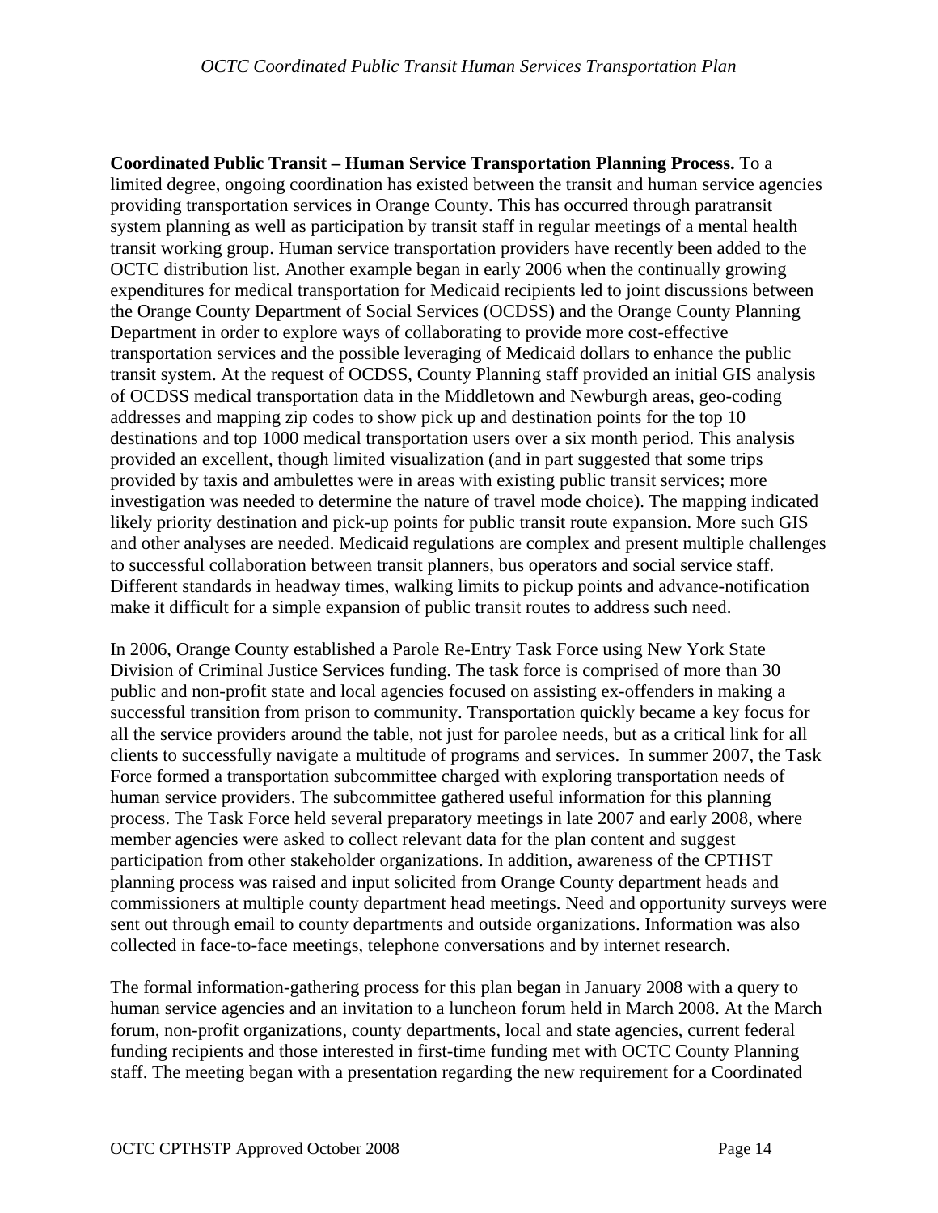**Coordinated Public Transit – Human Service Transportation Planning Process.** To a limited degree, ongoing coordination has existed between the transit and human service agencies providing transportation services in Orange County. This has occurred through paratransit system planning as well as participation by transit staff in regular meetings of a mental health transit working group. Human service transportation providers have recently been added to the OCTC distribution list. Another example began in early 2006 when the continually growing expenditures for medical transportation for Medicaid recipients led to joint discussions between the Orange County Department of Social Services (OCDSS) and the Orange County Planning Department in order to explore ways of collaborating to provide more cost-effective transportation services and the possible leveraging of Medicaid dollars to enhance the public transit system. At the request of OCDSS, County Planning staff provided an initial GIS analysis of OCDSS medical transportation data in the Middletown and Newburgh areas, geo-coding addresses and mapping zip codes to show pick up and destination points for the top 10 destinations and top 1000 medical transportation users over a six month period. This analysis provided an excellent, though limited visualization (and in part suggested that some trips provided by taxis and ambulettes were in areas with existing public transit services; more investigation was needed to determine the nature of travel mode choice). The mapping indicated likely priority destination and pick-up points for public transit route expansion. More such GIS and other analyses are needed. Medicaid regulations are complex and present multiple challenges to successful collaboration between transit planners, bus operators and social service staff. Different standards in headway times, walking limits to pickup points and advance-notification make it difficult for a simple expansion of public transit routes to address such need.

In 2006, Orange County established a Parole Re-Entry Task Force using New York State Division of Criminal Justice Services funding. The task force is comprised of more than 30 public and non-profit state and local agencies focused on assisting ex-offenders in making a successful transition from prison to community. Transportation quickly became a key focus for all the service providers around the table, not just for parolee needs, but as a critical link for all clients to successfully navigate a multitude of programs and services. In summer 2007, the Task Force formed a transportation subcommittee charged with exploring transportation needs of human service providers. The subcommittee gathered useful information for this planning process. The Task Force held several preparatory meetings in late 2007 and early 2008, where member agencies were asked to collect relevant data for the plan content and suggest participation from other stakeholder organizations. In addition, awareness of the CPTHST planning process was raised and input solicited from Orange County department heads and commissioners at multiple county department head meetings. Need and opportunity surveys were sent out through email to county departments and outside organizations. Information was also collected in face-to-face meetings, telephone conversations and by internet research.

The formal information-gathering process for this plan began in January 2008 with a query to human service agencies and an invitation to a luncheon forum held in March 2008. At the March forum, non-profit organizations, county departments, local and state agencies, current federal funding recipients and those interested in first-time funding met with OCTC County Planning staff. The meeting began with a presentation regarding the new requirement for a Coordinated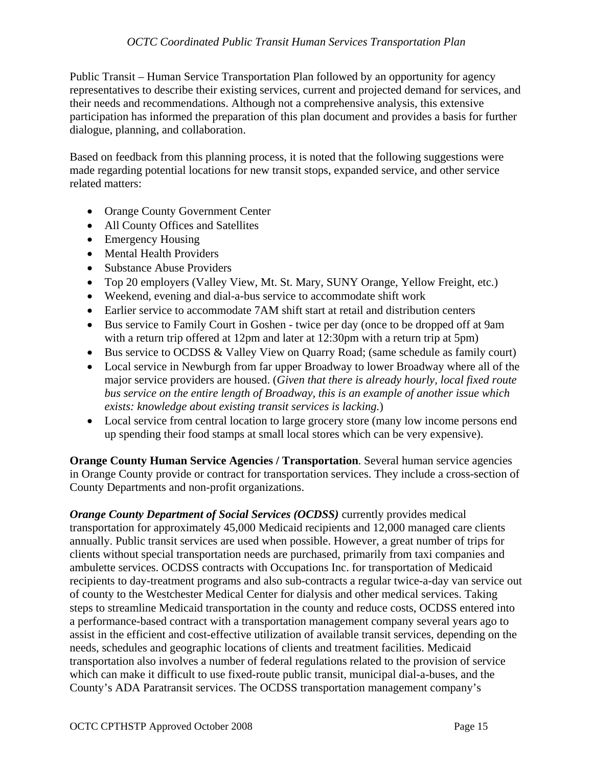Public Transit – Human Service Transportation Plan followed by an opportunity for agency representatives to describe their existing services, current and projected demand for services, and their needs and recommendations. Although not a comprehensive analysis, this extensive participation has informed the preparation of this plan document and provides a basis for further dialogue, planning, and collaboration.

Based on feedback from this planning process, it is noted that the following suggestions were made regarding potential locations for new transit stops, expanded service, and other service related matters:

- Orange County Government Center
- All County Offices and Satellites
- Emergency Housing
- Mental Health Providers
- Substance Abuse Providers
- Top 20 employers (Valley View, Mt. St. Mary, SUNY Orange, Yellow Freight, etc.)
- Weekend, evening and dial-a-bus service to accommodate shift work
- Earlier service to accommodate 7AM shift start at retail and distribution centers
- Bus service to Family Court in Goshen - twice per day (once to be dropped off at 9am with a return trip offered at 12pm and later at 12:30pm with a return trip at 5pm)
- Bus service to OCDSS & Valley View on Quarry Road; (same schedule as family court)
- Local service in Newburgh from far upper Broadway to lower Broadway where all of the major service providers are housed. (*Given that there is already hourly, local fixed route bus service on the entire length of Broadway, this is an example of another issue which exists: knowledge about existing transit services is lacking.*)
- Local service from central location to large grocery store (many low income persons end up spending their food stamps at small local stores which can be very expensive).

**Orange County Human Service Agencies / Transportation**. Several human service agencies in Orange County provide or contract for transportation services. They include a cross-section of County Departments and non-profit organizations.

***Orange County Department of Social Services (OCDSS)*** currently provides medical transportation for approximately 45,000 Medicaid recipients and 12,000 managed care clients annually. Public transit services are used when possible. However, a great number of trips for clients without special transportation needs are purchased, primarily from taxi companies and ambulette services. OCDSS contracts with Occupations Inc. for transportation of Medicaid recipients to day-treatment programs and also sub-contracts a regular twice-a-day van service out of county to the Westchester Medical Center for dialysis and other medical services. Taking steps to streamline Medicaid transportation in the county and reduce costs, OCDSS entered into a performance-based contract with a transportation management company several years ago to assist in the efficient and cost-effective utilization of available transit services, depending on the needs, schedules and geographic locations of clients and treatment facilities. Medicaid transportation also involves a number of federal regulations related to the provision of service which can make it difficult to use fixed-route public transit, municipal dial-a-buses, and the County's ADA Paratransit services. The OCDSS transportation management company's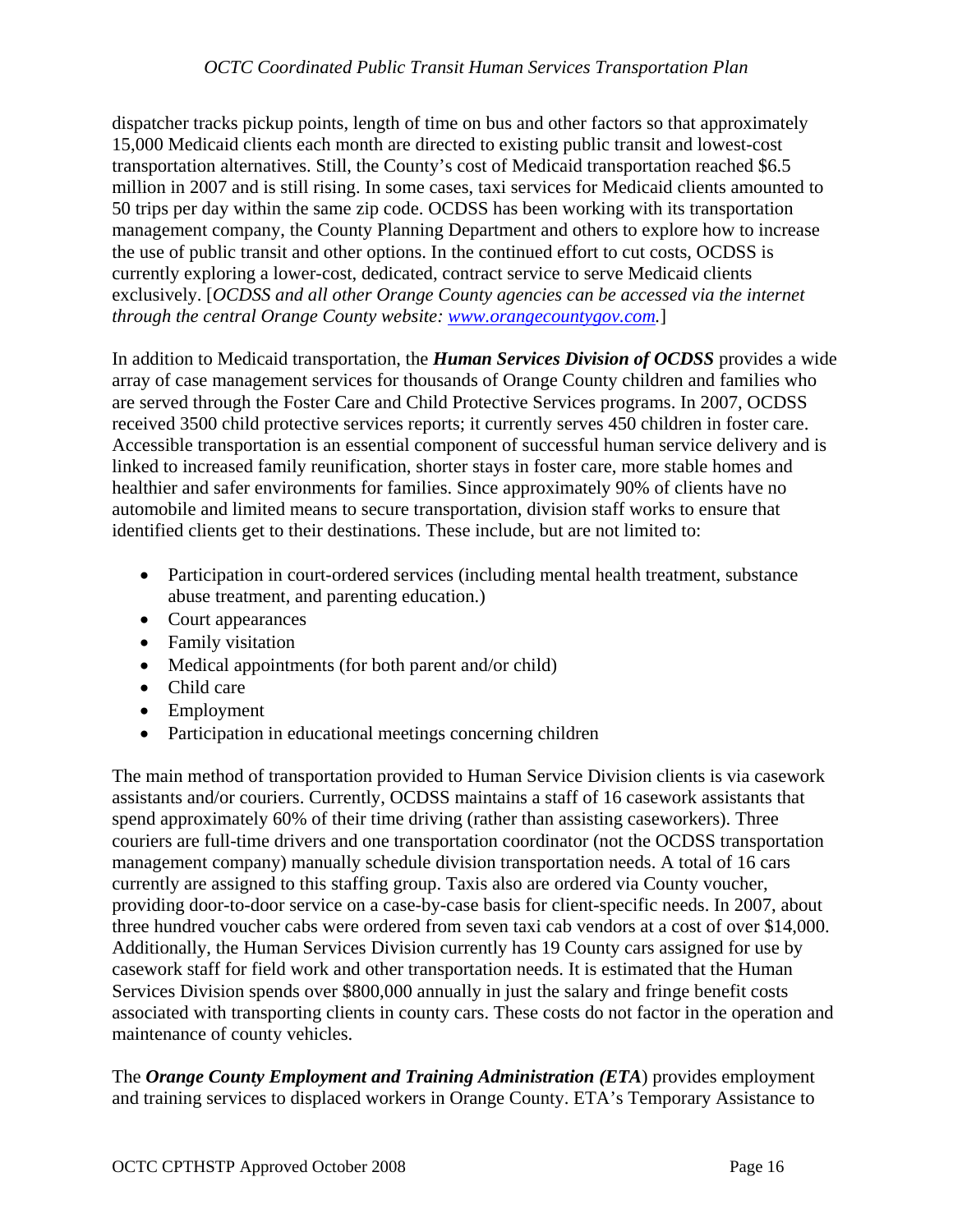dispatcher tracks pickup points, length of time on bus and other factors so that approximately 15,000 Medicaid clients each month are directed to existing public transit and lowest-cost transportation alternatives. Still, the County's cost of Medicaid transportation reached $6.5 million in 2007 and is still rising. In some cases, taxi services for Medicaid clients amounted to 50 trips per day within the same zip code. OCDSS has been working with its transportation management company, the County Planning Department and others to explore how to increase the use of public transit and other options. In the continued effort to cut costs, OCDSS is currently exploring a lower-cost, dedicated, contract service to serve Medicaid clients exclusively. [*OCDSS and all other Orange County agencies can be accessed via the internet through the central Orange County website: [www.orangecountygov.com](http://www.orangecountygov.com).*]

In addition to Medicaid transportation, the ***Human Services Division of OCDSS*** provides a wide array of case management services for thousands of Orange County children and families who are served through the Foster Care and Child Protective Services programs. In 2007, OCDSS received 3500 child protective services reports; it currently serves 450 children in foster care. Accessible transportation is an essential component of successful human service delivery and is linked to increased family reunification, shorter stays in foster care, more stable homes and healthier and safer environments for families. Since approximately 90% of clients have no automobile and limited means to secure transportation, division staff works to ensure that identified clients get to their destinations. These include, but are not limited to:

- Participation in court-ordered services (including mental health treatment, substance abuse treatment, and parenting education.)
- Court appearances
- Family visitation
- Medical appointments (for both parent and/or child)
- Child care
- Employment
- Participation in educational meetings concerning children

The main method of transportation provided to Human Service Division clients is via casework assistants and/or couriers. Currently, OCDSS maintains a staff of 16 casework assistants that spend approximately 60% of their time driving (rather than assisting caseworkers). Three couriers are full-time drivers and one transportation coordinator (not the OCDSS transportation management company) manually schedule division transportation needs. A total of 16 cars currently are assigned to this staffing group. Taxis also are ordered via County voucher, providing door-to-door service on a case-by-case basis for client-specific needs. In 2007, about three hundred voucher cabs were ordered from seven taxi cab vendors at a cost of over $14,000. Additionally, the Human Services Division currently has 19 County cars assigned for use by casework staff for field work and other transportation needs. It is estimated that the Human Services Division spends over $800,000 annually in just the salary and fringe benefit costs associated with transporting clients in county cars. These costs do not factor in the operation and maintenance of county vehicles.

The ***Orange County Employment and Training Administration (ETA***) provides employment and training services to displaced workers in Orange County. ETA's Temporary Assistance to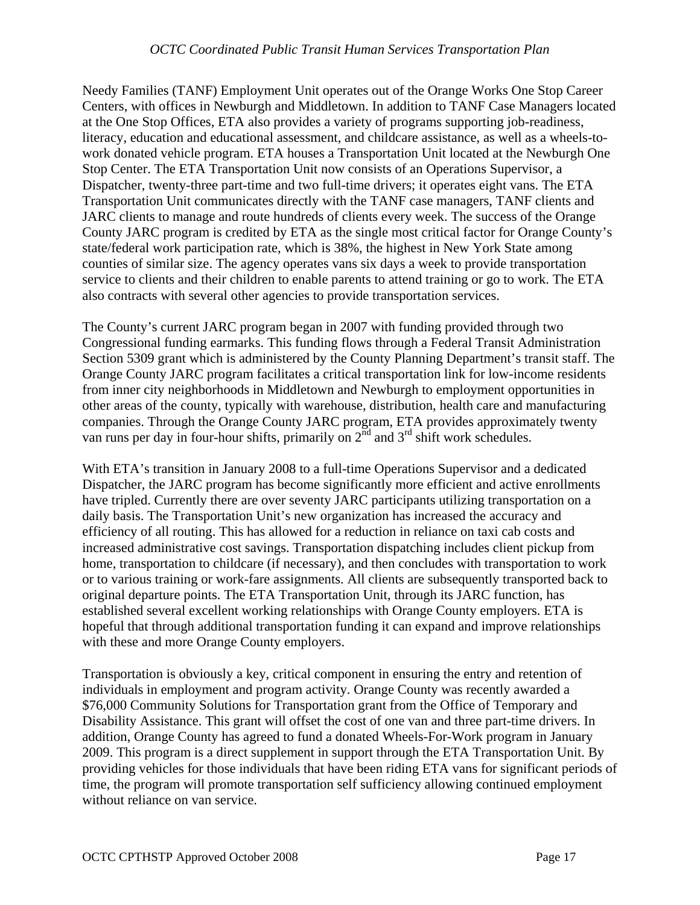Needy Families (TANF) Employment Unit operates out of the Orange Works One Stop Career Centers, with offices in Newburgh and Middletown. In addition to TANF Case Managers located at the One Stop Offices, ETA also provides a variety of programs supporting job-readiness, literacy, education and educational assessment, and childcare assistance, as well as a wheels-to-work donated vehicle program. ETA houses a Transportation Unit located at the Newburgh One Stop Center. The ETA Transportation Unit now consists of an Operations Supervisor, a Dispatcher, twenty-three part-time and two full-time drivers; it operates eight vans. The ETA Transportation Unit communicates directly with the TANF case managers, TANF clients and JARC clients to manage and route hundreds of clients every week. The success of the Orange County JARC program is credited by ETA as the single most critical factor for Orange County's state/federal work participation rate, which is 38%, the highest in New York State among counties of similar size. The agency operates vans six days a week to provide transportation service to clients and their children to enable parents to attend training or go to work. The ETA also contracts with several other agencies to provide transportation services.

The County's current JARC program began in 2007 with funding provided through two Congressional funding earmarks. This funding flows through a Federal Transit Administration Section 5309 grant which is administered by the County Planning Department's transit staff. The Orange County JARC program facilitates a critical transportation link for low-income residents from inner city neighborhoods in Middletown and Newburgh to employment opportunities in other areas of the county, typically with warehouse, distribution, health care and manufacturing companies. Through the Orange County JARC program, ETA provides approximately twenty van runs per day in four-hour shifts, primarily on 2nd and 3rd shift work schedules.

With ETA's transition in January 2008 to a full-time Operations Supervisor and a dedicated Dispatcher, the JARC program has become significantly more efficient and active enrollments have tripled. Currently there are over seventy JARC participants utilizing transportation on a daily basis. The Transportation Unit's new organization has increased the accuracy and efficiency of all routing. This has allowed for a reduction in reliance on taxi cab costs and increased administrative cost savings. Transportation dispatching includes client pickup from home, transportation to childcare (if necessary), and then concludes with transportation to work or to various training or work-fare assignments. All clients are subsequently transported back to original departure points. The ETA Transportation Unit, through its JARC function, has established several excellent working relationships with Orange County employers. ETA is hopeful that through additional transportation funding it can expand and improve relationships with these and more Orange County employers.

Transportation is obviously a key, critical component in ensuring the entry and retention of individuals in employment and program activity. Orange County was recently awarded a $76,000 Community Solutions for Transportation grant from the Office of Temporary and Disability Assistance. This grant will offset the cost of one van and three part-time drivers. In addition, Orange County has agreed to fund a donated Wheels-For-Work program in January 2009. This program is a direct supplement in support through the ETA Transportation Unit. By providing vehicles for those individuals that have been riding ETA vans for significant periods of time, the program will promote transportation self sufficiency allowing continued employment without reliance on van service.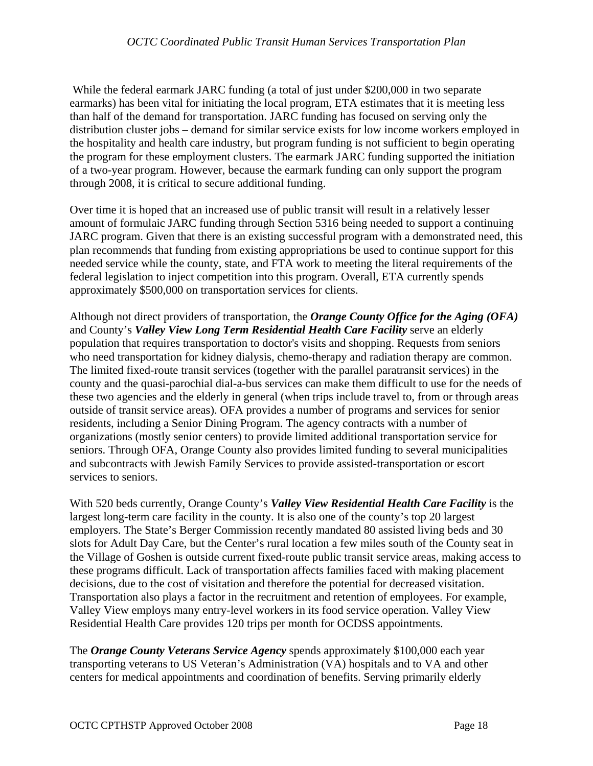While the federal earmark JARC funding (a total of just under $200,000 in two separate earmarks) has been vital for initiating the local program, ETA estimates that it is meeting less than half of the demand for transportation. JARC funding has focused on serving only the distribution cluster jobs – demand for similar service exists for low income workers employed in the hospitality and health care industry, but program funding is not sufficient to begin operating the program for these employment clusters. The earmark JARC funding supported the initiation of a two-year program. However, because the earmark funding can only support the program through 2008, it is critical to secure additional funding.

Over time it is hoped that an increased use of public transit will result in a relatively lesser amount of formulaic JARC funding through Section 5316 being needed to support a continuing JARC program. Given that there is an existing successful program with a demonstrated need, this plan recommends that funding from existing appropriations be used to continue support for this needed service while the county, state, and FTA work to meeting the literal requirements of the federal legislation to inject competition into this program. Overall, ETA currently spends approximately $500,000 on transportation services for clients.

Although not direct providers of transportation, the ***Orange County Office for the Aging (OFA)*** and County's ***Valley View Long Term Residential Health Care Facility*** serve an elderly population that requires transportation to doctor's visits and shopping. Requests from seniors who need transportation for kidney dialysis, chemo-therapy and radiation therapy are common. The limited fixed-route transit services (together with the parallel paratransit services) in the county and the quasi-parochial dial-a-bus services can make them difficult to use for the needs of these two agencies and the elderly in general (when trips include travel to, from or through areas outside of transit service areas). OFA provides a number of programs and services for senior residents, including a Senior Dining Program. The agency contracts with a number of organizations (mostly senior centers) to provide limited additional transportation service for seniors. Through OFA, Orange County also provides limited funding to several municipalities and subcontracts with Jewish Family Services to provide assisted-transportation or escort services to seniors.

With 520 beds currently, Orange County's ***Valley View Residential Health Care Facility*** is the largest long-term care facility in the county. It is also one of the county's top 20 largest employers. The State's Berger Commission recently mandated 80 assisted living beds and 30 slots for Adult Day Care, but the Center's rural location a few miles south of the County seat in the Village of Goshen is outside current fixed-route public transit service areas, making access to these programs difficult. Lack of transportation affects families faced with making placement decisions, due to the cost of visitation and therefore the potential for decreased visitation. Transportation also plays a factor in the recruitment and retention of employees. For example, Valley View employs many entry-level workers in its food service operation. Valley View Residential Health Care provides 120 trips per month for OCDSS appointments.

The ***Orange County Veterans Service Agency*** spends approximately $100,000 each year transporting veterans to US Veteran's Administration (VA) hospitals and to VA and other centers for medical appointments and coordination of benefits. Serving primarily elderly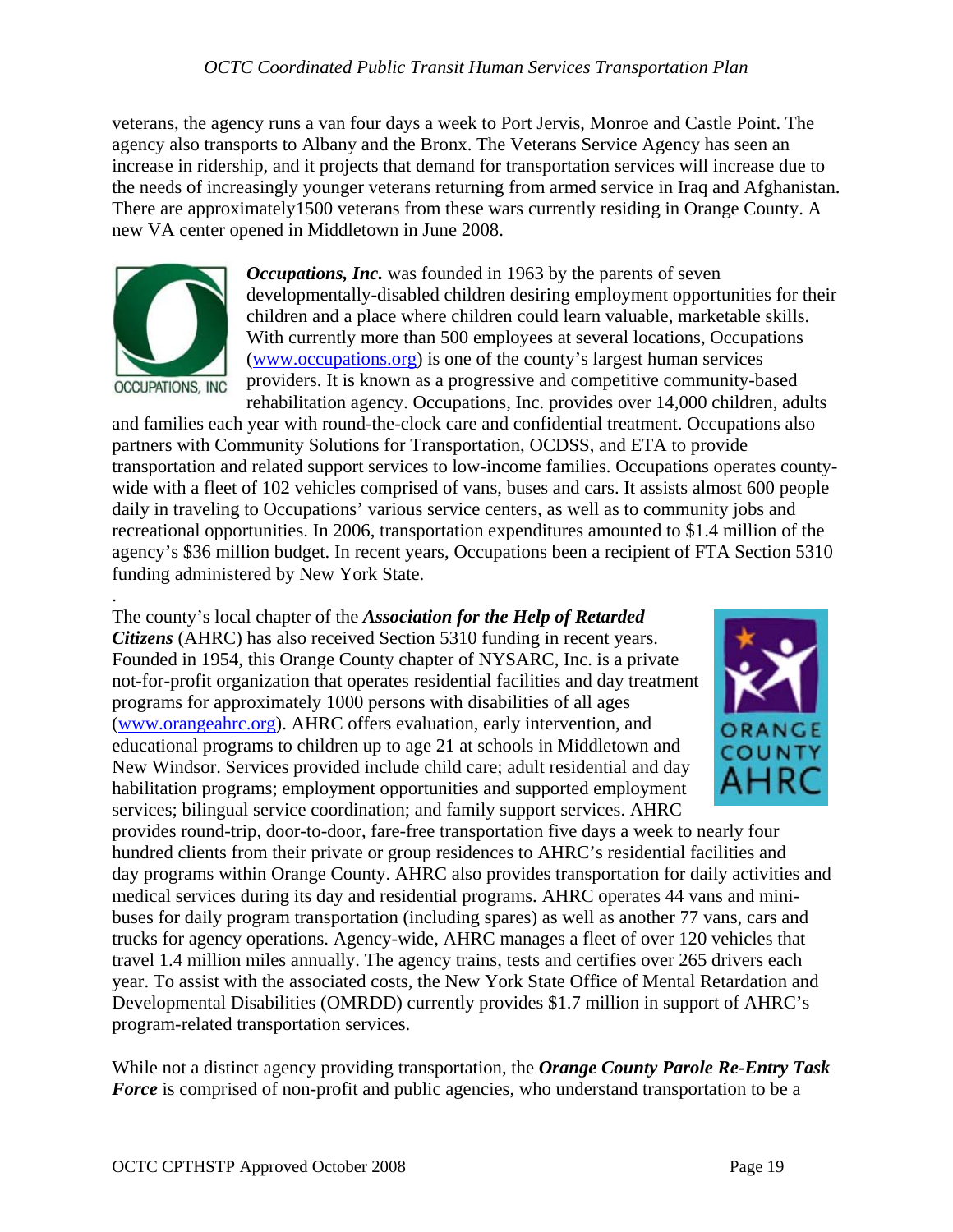veterans, the agency runs a van four days a week to Port Jervis, Monroe and Castle Point. The agency also transports to Albany and the Bronx. The Veterans Service Agency has seen an increase in ridership, and it projects that demand for transportation services will increase due to the needs of increasingly younger veterans returning from armed service in Iraq and Afghanistan. There are approximately1500 veterans from these wars currently residing in Orange County. A new VA center opened in Middletown in June 2008.

***Occupations, Inc.*** was founded in 1963 by the parents of seven developmentally-disabled children desiring employment opportunities for their children and a place where children could learn valuable, marketable skills. With currently more than 500 employees at several locations, Occupations (www.occupations.org) is one of the county's largest human services providers. It is known as a progressive and competitive community-based rehabilitation agency. Occupations, Inc. provides over 14,000 children, adults and families each year with round-the-clock care and confidential treatment. Occupations also partners with Community Solutions for Transportation, OCDSS, and ETA to provide transportation and related support services to low-income families. Occupations operates county-wide with a fleet of 102 vehicles comprised of vans, buses and cars. It assists almost 600 people daily in traveling to Occupations' various service centers, as well as to community jobs and recreational opportunities. In 2006, transportation expenditures amounted to $1.4 million of the agency's $36 million budget. In recent years, Occupations been a recipient of FTA Section 5310 funding administered by New York State.

.

The county's local chapter of the ***Association for the Help of Retarded Citizens*** (AHRC) has also received Section 5310 funding in recent years. Founded in 1954, this Orange County chapter of NYSARC, Inc. is a private not-for-profit organization that operates residential facilities and day treatment programs for approximately 1000 persons with disabilities of all ages (www.orangeahrc.org). AHRC offers evaluation, early intervention, and educational programs to children up to age 21 at schools in Middletown and New Windsor. Services provided include child care; adult residential and day habilitation programs; employment opportunities and supported employment services; bilingual service coordination; and family support services. AHRC provides round-trip, door-to-door, fare-free transportation five days a week to nearly four hundred clients from their private or group residences to AHRC's residential facilities and day programs within Orange County. AHRC also provides transportation for daily activities and medical services during its day and residential programs. AHRC operates 44 vans and mini-buses for daily program transportation (including spares) as well as another 77 vans, cars and trucks for agency operations. Agency-wide, AHRC manages a fleet of over 120 vehicles that travel 1.4 million miles annually. The agency trains, tests and certifies over 265 drivers each year. To assist with the associated costs, the New York State Office of Mental Retardation and Developmental Disabilities (OMRDD) currently provides $1.7 million in support of AHRC's program-related transportation services.

While not a distinct agency providing transportation, the ***Orange County Parole Re-Entry Task Force*** is comprised of non-profit and public agencies, who understand transportation to be a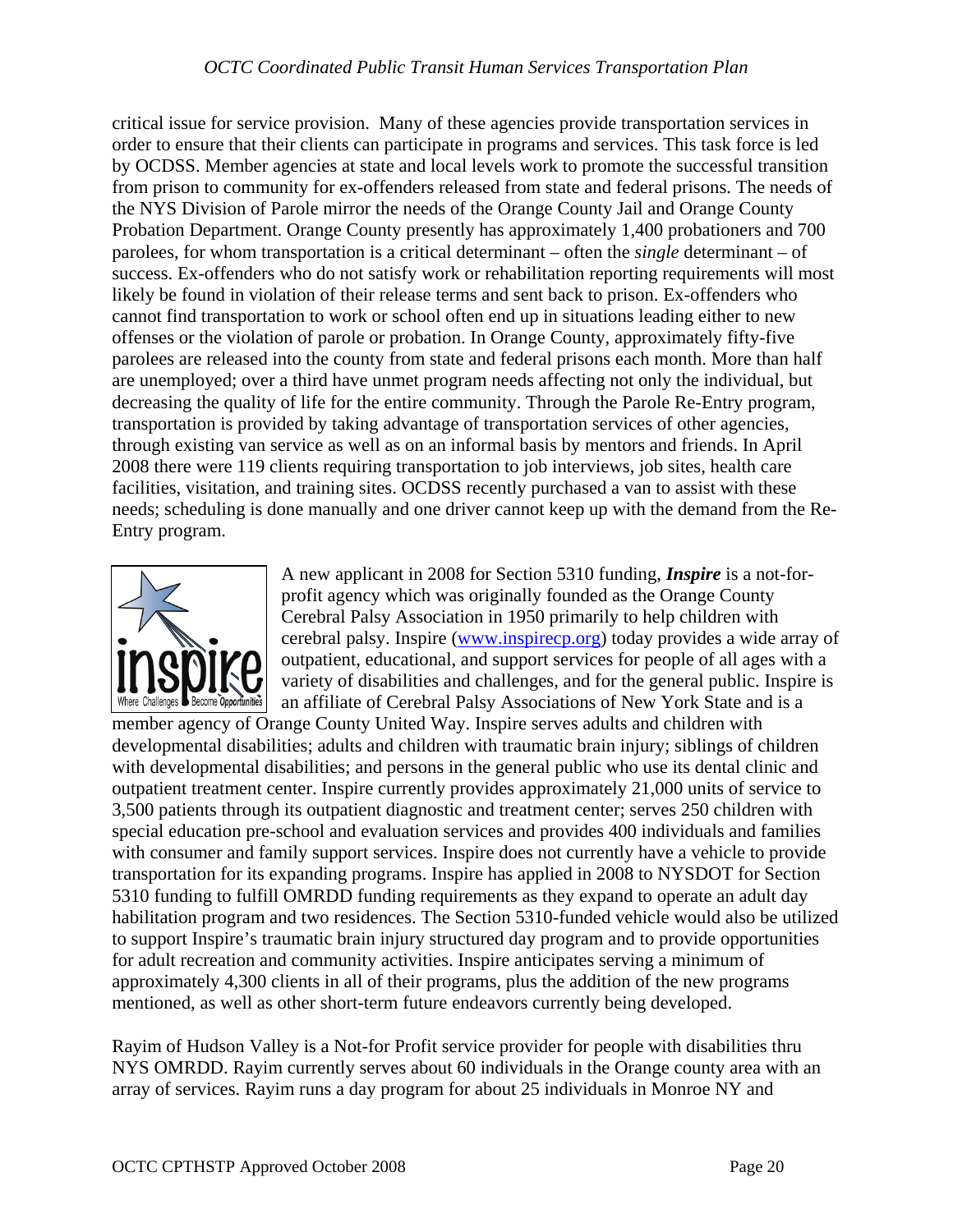critical issue for service provision. Many of these agencies provide transportation services in order to ensure that their clients can participate in programs and services. This task force is led by OCDSS. Member agencies at state and local levels work to promote the successful transition from prison to community for ex-offenders released from state and federal prisons. The needs of the NYS Division of Parole mirror the needs of the Orange County Jail and Orange County Probation Department. Orange County presently has approximately 1,400 probationers and 700 parolees, for whom transportation is a critical determinant – often the *single* determinant – of success. Ex-offenders who do not satisfy work or rehabilitation reporting requirements will most likely be found in violation of their release terms and sent back to prison. Ex-offenders who cannot find transportation to work or school often end up in situations leading either to new offenses or the violation of parole or probation. In Orange County, approximately fifty-five parolees are released into the county from state and federal prisons each month. More than half are unemployed; over a third have unmet program needs affecting not only the individual, but decreasing the quality of life for the entire community. Through the Parole Re-Entry program, transportation is provided by taking advantage of transportation services of other agencies, through existing van service as well as on an informal basis by mentors and friends. In April 2008 there were 119 clients requiring transportation to job interviews, job sites, health care facilities, visitation, and training sites. OCDSS recently purchased a van to assist with these needs; scheduling is done manually and one driver cannot keep up with the demand from the Re-Entry program.

A new applicant in 2008 for Section 5310 funding, ***Inspire*** is a not-for-profit agency which was originally founded as the Orange County Cerebral Palsy Association in 1950 primarily to help children with cerebral palsy. Inspire (www.inspirecp.org) today provides a wide array of outpatient, educational, and support services for people of all ages with a variety of disabilities and challenges, and for the general public. Inspire is an affiliate of Cerebral Palsy Associations of New York State and is a member agency of Orange County United Way. Inspire serves adults and children with developmental disabilities; adults and children with traumatic brain injury; siblings of children with developmental disabilities; and persons in the general public who use its dental clinic and outpatient treatment center. Inspire currently provides approximately 21,000 units of service to 3,500 patients through its outpatient diagnostic and treatment center; serves 250 children with special education pre-school and evaluation services and provides 400 individuals and families with consumer and family support services. Inspire does not currently have a vehicle to provide transportation for its expanding programs. Inspire has applied in 2008 to NYSDOT for Section 5310 funding to fulfill OMRDD funding requirements as they expand to operate an adult day habilitation program and two residences. The Section 5310-funded vehicle would also be utilized to support Inspire's traumatic brain injury structured day program and to provide opportunities for adult recreation and community activities. Inspire anticipates serving a minimum of approximately 4,300 clients in all of their programs, plus the addition of the new programs mentioned, as well as other short-term future endeavors currently being developed.

Rayim of Hudson Valley is a Not-for Profit service provider for people with disabilities thru NYS OMRDD. Rayim currently serves about 60 individuals in the Orange county area with an array of services. Rayim runs a day program for about 25 individuals in Monroe NY and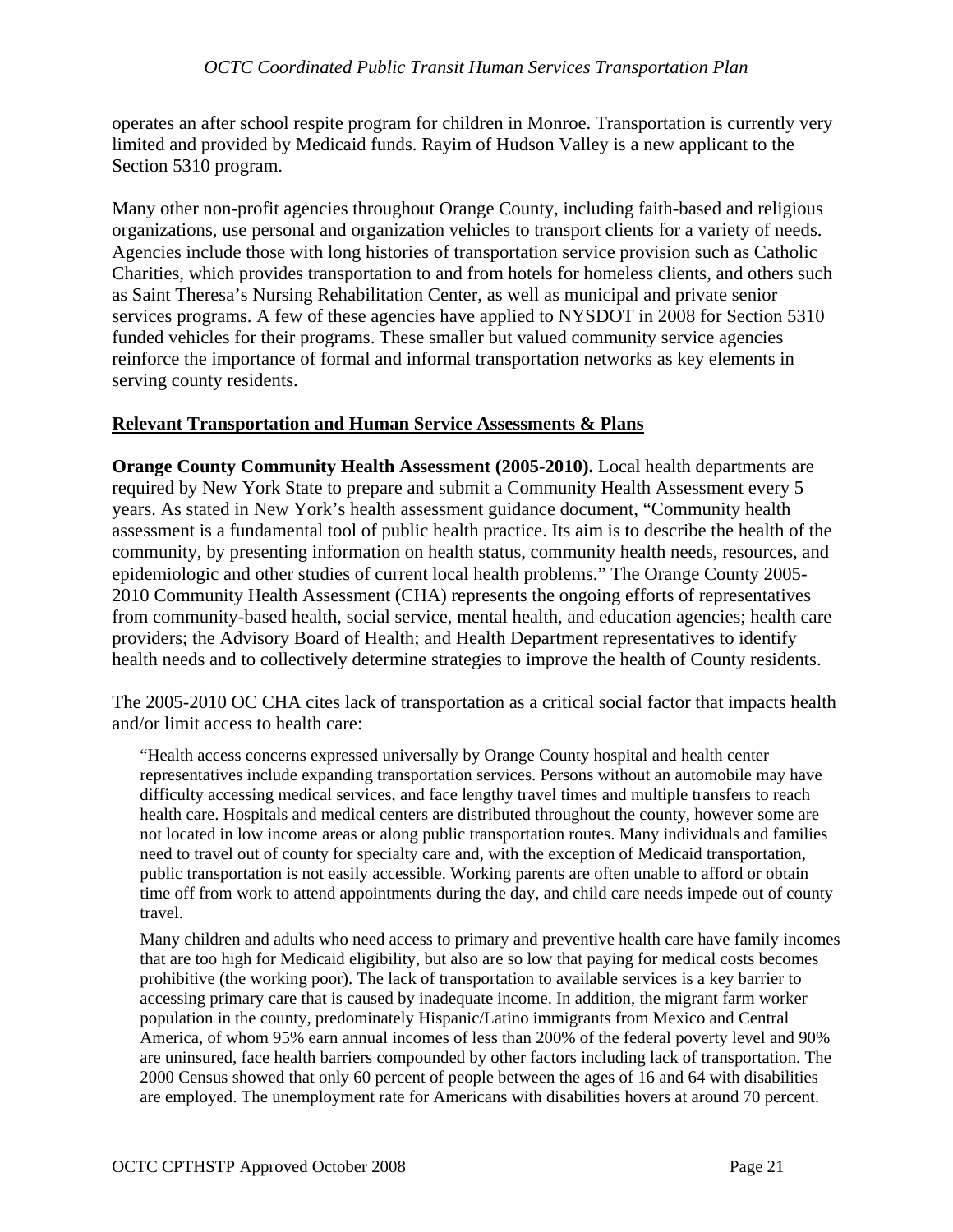operates an after school respite program for children in Monroe. Transportation is currently very limited and provided by Medicaid funds. Rayim of Hudson Valley is a new applicant to the Section 5310 program.

Many other non-profit agencies throughout Orange County, including faith-based and religious organizations, use personal and organization vehicles to transport clients for a variety of needs. Agencies include those with long histories of transportation service provision such as Catholic Charities, which provides transportation to and from hotels for homeless clients, and others such as Saint Theresa's Nursing Rehabilitation Center, as well as municipal and private senior services programs. A few of these agencies have applied to NYSDOT in 2008 for Section 5310 funded vehicles for their programs. These smaller but valued community service agencies reinforce the importance of formal and informal transportation networks as key elements in serving county residents.

## Relevant Transportation and Human Service Assessments & Plans

**Orange County Community Health Assessment (2005-2010).** Local health departments are required by New York State to prepare and submit a Community Health Assessment every 5 years. As stated in New York's health assessment guidance document, "Community health assessment is a fundamental tool of public health practice. Its aim is to describe the health of the community, by presenting information on health status, community health needs, resources, and epidemiologic and other studies of current local health problems." The Orange County 2005-2010 Community Health Assessment (CHA) represents the ongoing efforts of representatives from community-based health, social service, mental health, and education agencies; health care providers; the Advisory Board of Health; and Health Department representatives to identify health needs and to collectively determine strategies to improve the health of County residents.

The 2005-2010 OC CHA cites lack of transportation as a critical social factor that impacts health and/or limit access to health care:

> "Health access concerns expressed universally by Orange County hospital and health center representatives include expanding transportation services. Persons without an automobile may have difficulty accessing medical services, and face lengthy travel times and multiple transfers to reach health care. Hospitals and medical centers are distributed throughout the county, however some are not located in low income areas or along public transportation routes. Many individuals and families need to travel out of county for specialty care and, with the exception of Medicaid transportation, public transportation is not easily accessible. Working parents are often unable to afford or obtain time off from work to attend appointments during the day, and child care needs impede out of county travel.
>
> Many children and adults who need access to primary and preventive health care have family incomes that are too high for Medicaid eligibility, but also are so low that paying for medical costs becomes prohibitive (the working poor). The lack of transportation to available services is a key barrier to accessing primary care that is caused by inadequate income. In addition, the migrant farm worker population in the county, predominately Hispanic/Latino immigrants from Mexico and Central America, of whom 95% earn annual incomes of less than 200% of the federal poverty level and 90% are uninsured, face health barriers compounded by other factors including lack of transportation. The 2000 Census showed that only 60 percent of people between the ages of 16 and 64 with disabilities are employed. The unemployment rate for Americans with disabilities hovers at around 70 percent.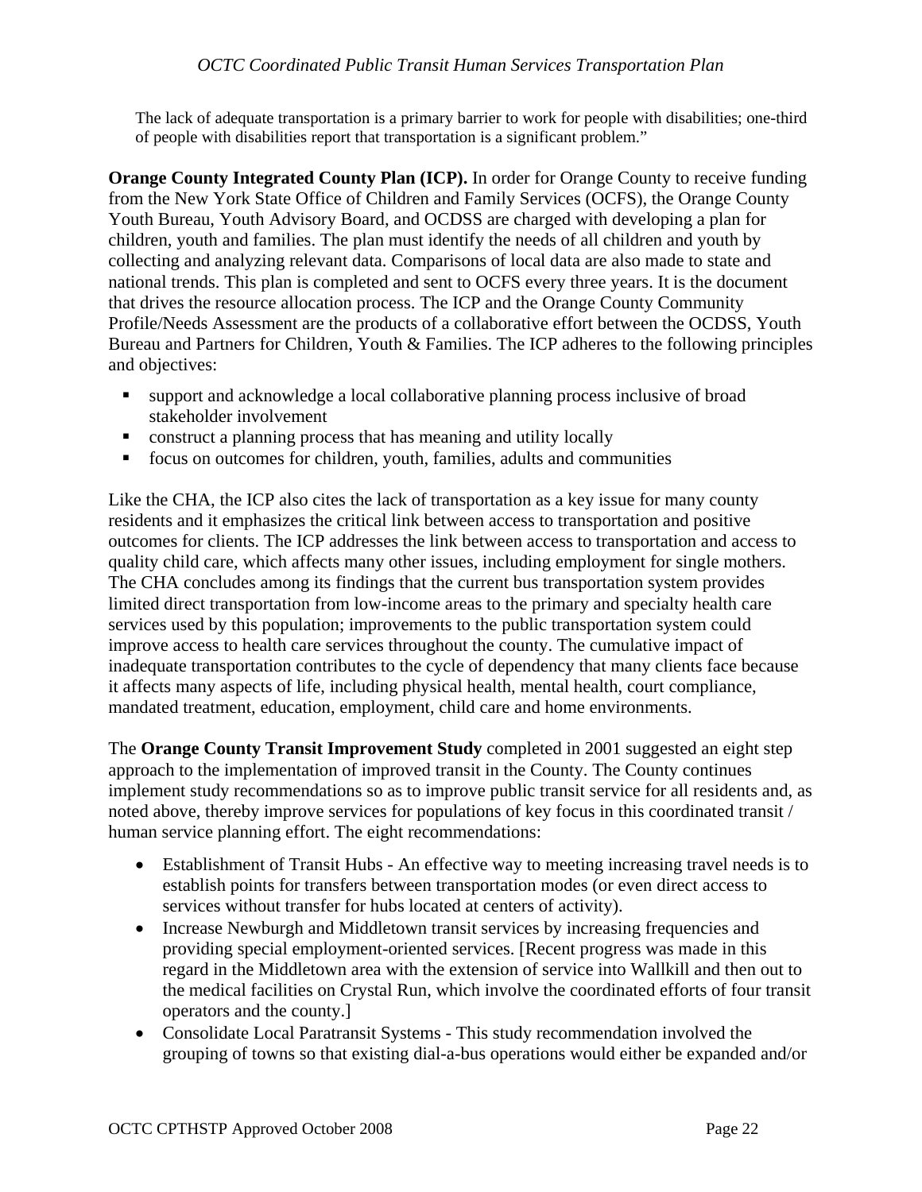> The lack of adequate transportation is a primary barrier to work for people with disabilities; one-third of people with disabilities report that transportation is a significant problem."

**Orange County Integrated County Plan (ICP).** In order for Orange County to receive funding from the New York State Office of Children and Family Services (OCFS), the Orange County Youth Bureau, Youth Advisory Board, and OCDSS are charged with developing a plan for children, youth and families. The plan must identify the needs of all children and youth by collecting and analyzing relevant data. Comparisons of local data are also made to state and national trends. This plan is completed and sent to OCFS every three years. It is the document that drives the resource allocation process. The ICP and the Orange County Community Profile/Needs Assessment are the products of a collaborative effort between the OCDSS, Youth Bureau and Partners for Children, Youth & Families. The ICP adheres to the following principles and objectives:

- support and acknowledge a local collaborative planning process inclusive of broad stakeholder involvement
- construct a planning process that has meaning and utility locally
- focus on outcomes for children, youth, families, adults and communities

Like the CHA, the ICP also cites the lack of transportation as a key issue for many county residents and it emphasizes the critical link between access to transportation and positive outcomes for clients. The ICP addresses the link between access to transportation and access to quality child care, which affects many other issues, including employment for single mothers. The CHA concludes among its findings that the current bus transportation system provides limited direct transportation from low-income areas to the primary and specialty health care services used by this population; improvements to the public transportation system could improve access to health care services throughout the county. The cumulative impact of inadequate transportation contributes to the cycle of dependency that many clients face because it affects many aspects of life, including physical health, mental health, court compliance, mandated treatment, education, employment, child care and home environments.

The **Orange County Transit Improvement Study** completed in 2001 suggested an eight step approach to the implementation of improved transit in the County. The County continues implement study recommendations so as to improve public transit service for all residents and, as noted above, thereby improve services for populations of key focus in this coordinated transit / human service planning effort. The eight recommendations:

- Establishment of Transit Hubs - An effective way to meeting increasing travel needs is to establish points for transfers between transportation modes (or even direct access to services without transfer for hubs located at centers of activity).
- Increase Newburgh and Middletown transit services by increasing frequencies and providing special employment-oriented services. [Recent progress was made in this regard in the Middletown area with the extension of service into Wallkill and then out to the medical facilities on Crystal Run, which involve the coordinated efforts of four transit operators and the county.]
- Consolidate Local Paratransit Systems - This study recommendation involved the grouping of towns so that existing dial-a-bus operations would either be expanded and/or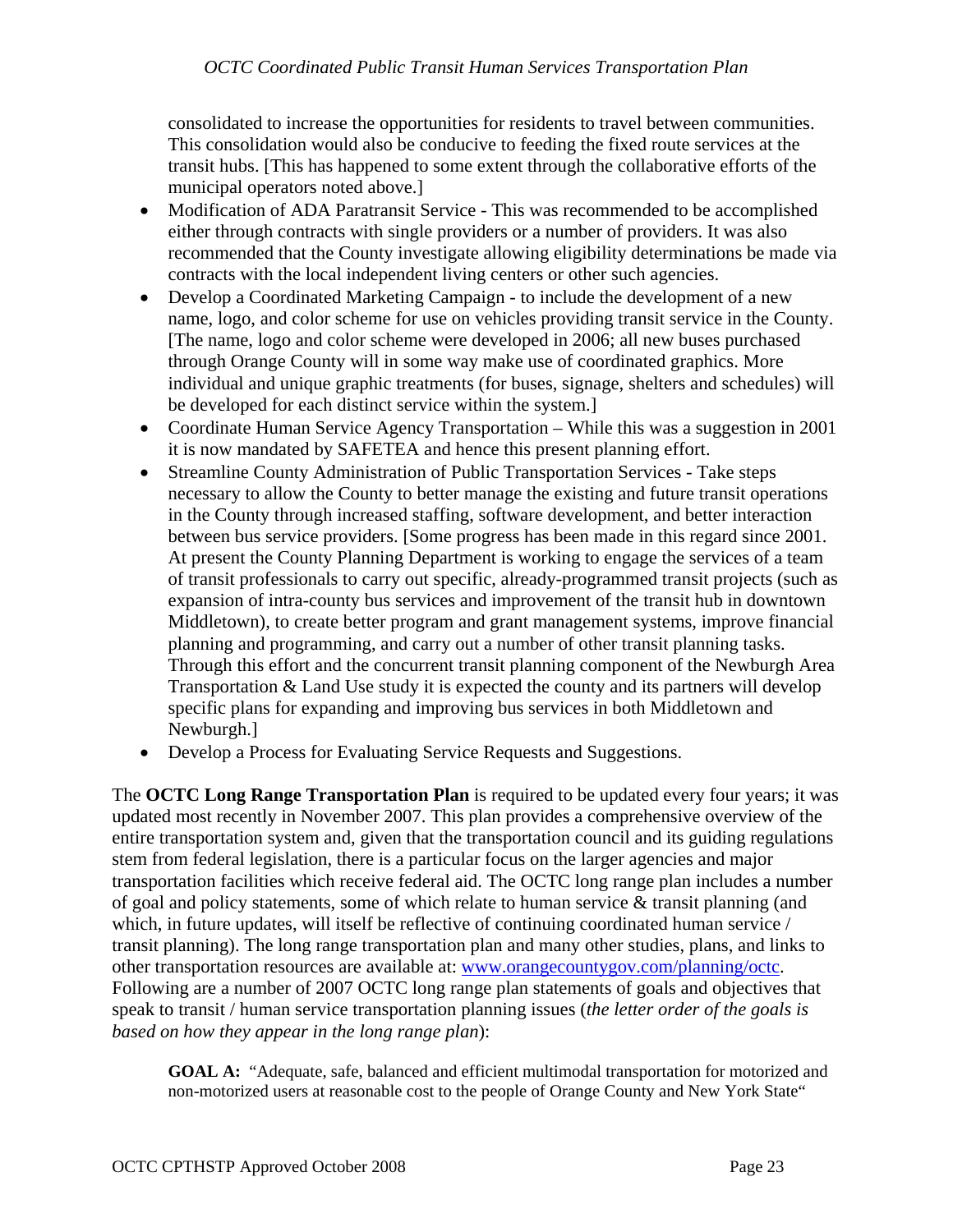consolidated to increase the opportunities for residents to travel between communities. This consolidation would also be conducive to feeding the fixed route services at the transit hubs. [This has happened to some extent through the collaborative efforts of the municipal operators noted above.]

- Modification of ADA Paratransit Service - This was recommended to be accomplished either through contracts with single providers or a number of providers. It was also recommended that the County investigate allowing eligibility determinations be made via contracts with the local independent living centers or other such agencies.
- Develop a Coordinated Marketing Campaign - to include the development of a new name, logo, and color scheme for use on vehicles providing transit service in the County. [The name, logo and color scheme were developed in 2006; all new buses purchased through Orange County will in some way make use of coordinated graphics. More individual and unique graphic treatments (for buses, signage, shelters and schedules) will be developed for each distinct service within the system.]
- Coordinate Human Service Agency Transportation – While this was a suggestion in 2001 it is now mandated by SAFETEA and hence this present planning effort.
- Streamline County Administration of Public Transportation Services - Take steps necessary to allow the County to better manage the existing and future transit operations in the County through increased staffing, software development, and better interaction between bus service providers. [Some progress has been made in this regard since 2001. At present the County Planning Department is working to engage the services of a team of transit professionals to carry out specific, already-programmed transit projects (such as expansion of intra-county bus services and improvement of the transit hub in downtown Middletown), to create better program and grant management systems, improve financial planning and programming, and carry out a number of other transit planning tasks. Through this effort and the concurrent transit planning component of the Newburgh Area Transportation & Land Use study it is expected the county and its partners will develop specific plans for expanding and improving bus services in both Middletown and Newburgh.]
- Develop a Process for Evaluating Service Requests and Suggestions.

The **OCTC Long Range Transportation Plan** is required to be updated every four years; it was updated most recently in November 2007. This plan provides a comprehensive overview of the entire transportation system and, given that the transportation council and its guiding regulations stem from federal legislation, there is a particular focus on the larger agencies and major transportation facilities which receive federal aid. The OCTC long range plan includes a number of goal and policy statements, some of which relate to human service & transit planning (and which, in future updates, will itself be reflective of continuing coordinated human service / transit planning). The long range transportation plan and many other studies, plans, and links to other transportation resources are available at: www.orangecountygov.com/planning/octc. Following are a number of 2007 OCTC long range plan statements of goals and objectives that speak to transit / human service transportation planning issues (*the letter order of the goals is based on how they appear in the long range plan*):

> **GOAL A:** "Adequate, safe, balanced and efficient multimodal transportation for motorized and non-motorized users at reasonable cost to the people of Orange County and New York State"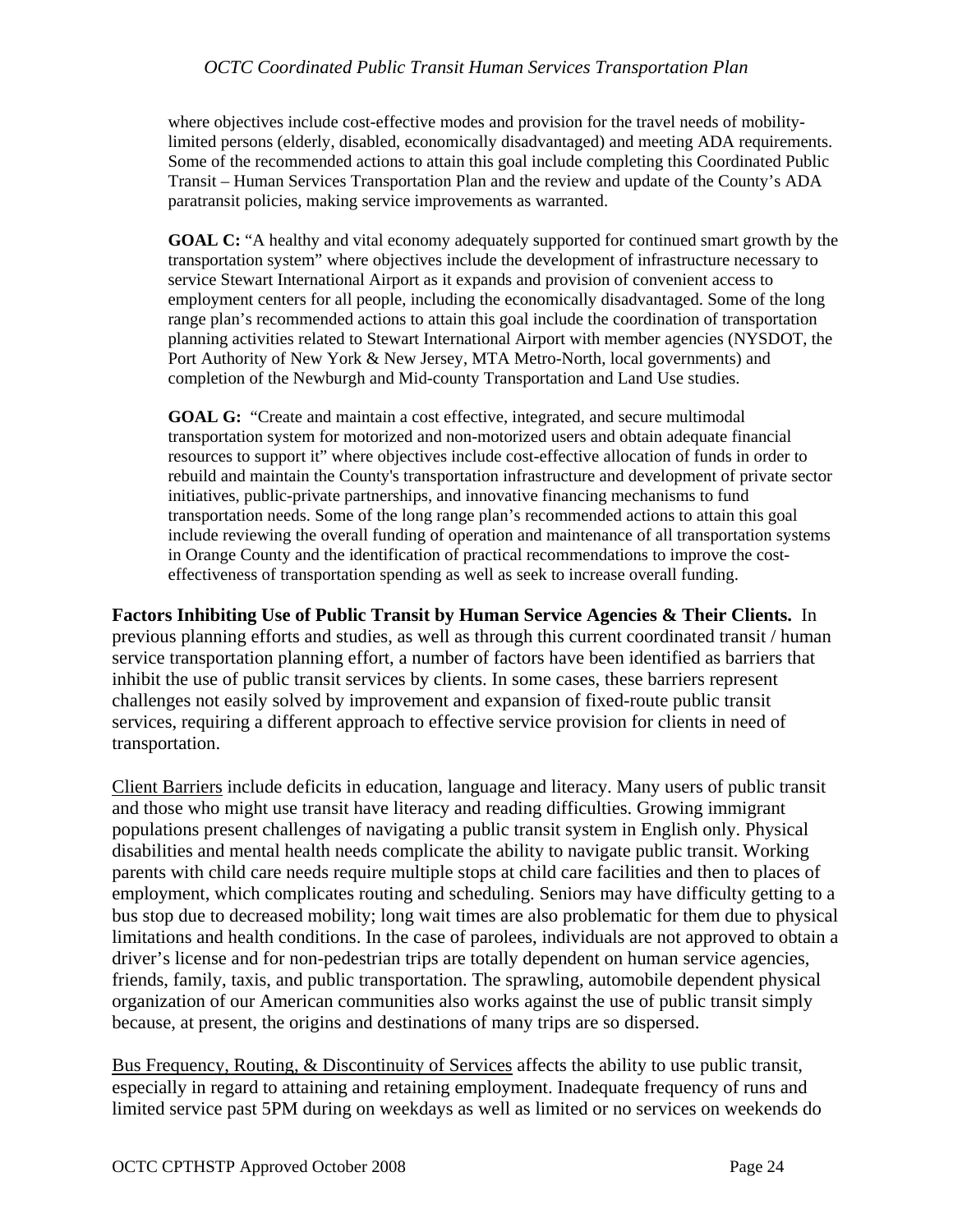where objectives include cost-effective modes and provision for the travel needs of mobility-limited persons (elderly, disabled, economically disadvantaged) and meeting ADA requirements. Some of the recommended actions to attain this goal include completing this Coordinated Public Transit – Human Services Transportation Plan and the review and update of the County's ADA paratransit policies, making service improvements as warranted.

**GOAL C:** "A healthy and vital economy adequately supported for continued smart growth by the transportation system" where objectives include the development of infrastructure necessary to service Stewart International Airport as it expands and provision of convenient access to employment centers for all people, including the economically disadvantaged. Some of the long range plan's recommended actions to attain this goal include the coordination of transportation planning activities related to Stewart International Airport with member agencies (NYSDOT, the Port Authority of New York & New Jersey, MTA Metro-North, local governments) and completion of the Newburgh and Mid-county Transportation and Land Use studies.

**GOAL G:** "Create and maintain a cost effective, integrated, and secure multimodal transportation system for motorized and non-motorized users and obtain adequate financial resources to support it" where objectives include cost-effective allocation of funds in order to rebuild and maintain the County's transportation infrastructure and development of private sector initiatives, public-private partnerships, and innovative financing mechanisms to fund transportation needs. Some of the long range plan's recommended actions to attain this goal include reviewing the overall funding of operation and maintenance of all transportation systems in Orange County and the identification of practical recommendations to improve the cost-effectiveness of transportation spending as well as seek to increase overall funding.

**Factors Inhibiting Use of Public Transit by Human Service Agencies & Their Clients.** In previous planning efforts and studies, as well as through this current coordinated transit / human service transportation planning effort, a number of factors have been identified as barriers that inhibit the use of public transit services by clients. In some cases, these barriers represent challenges not easily solved by improvement and expansion of fixed-route public transit services, requiring a different approach to effective service provision for clients in need of transportation.

<u>Client Barriers</u> include deficits in education, language and literacy. Many users of public transit and those who might use transit have literacy and reading difficulties. Growing immigrant populations present challenges of navigating a public transit system in English only. Physical disabilities and mental health needs complicate the ability to navigate public transit. Working parents with child care needs require multiple stops at child care facilities and then to places of employment, which complicates routing and scheduling. Seniors may have difficulty getting to a bus stop due to decreased mobility; long wait times are also problematic for them due to physical limitations and health conditions. In the case of parolees, individuals are not approved to obtain a driver's license and for non-pedestrian trips are totally dependent on human service agencies, friends, family, taxis, and public transportation. The sprawling, automobile dependent physical organization of our American communities also works against the use of public transit simply because, at present, the origins and destinations of many trips are so dispersed.

<u>Bus Frequency, Routing, & Discontinuity of Services</u> affects the ability to use public transit, especially in regard to attaining and retaining employment. Inadequate frequency of runs and limited service past 5PM during on weekdays as well as limited or no services on weekends do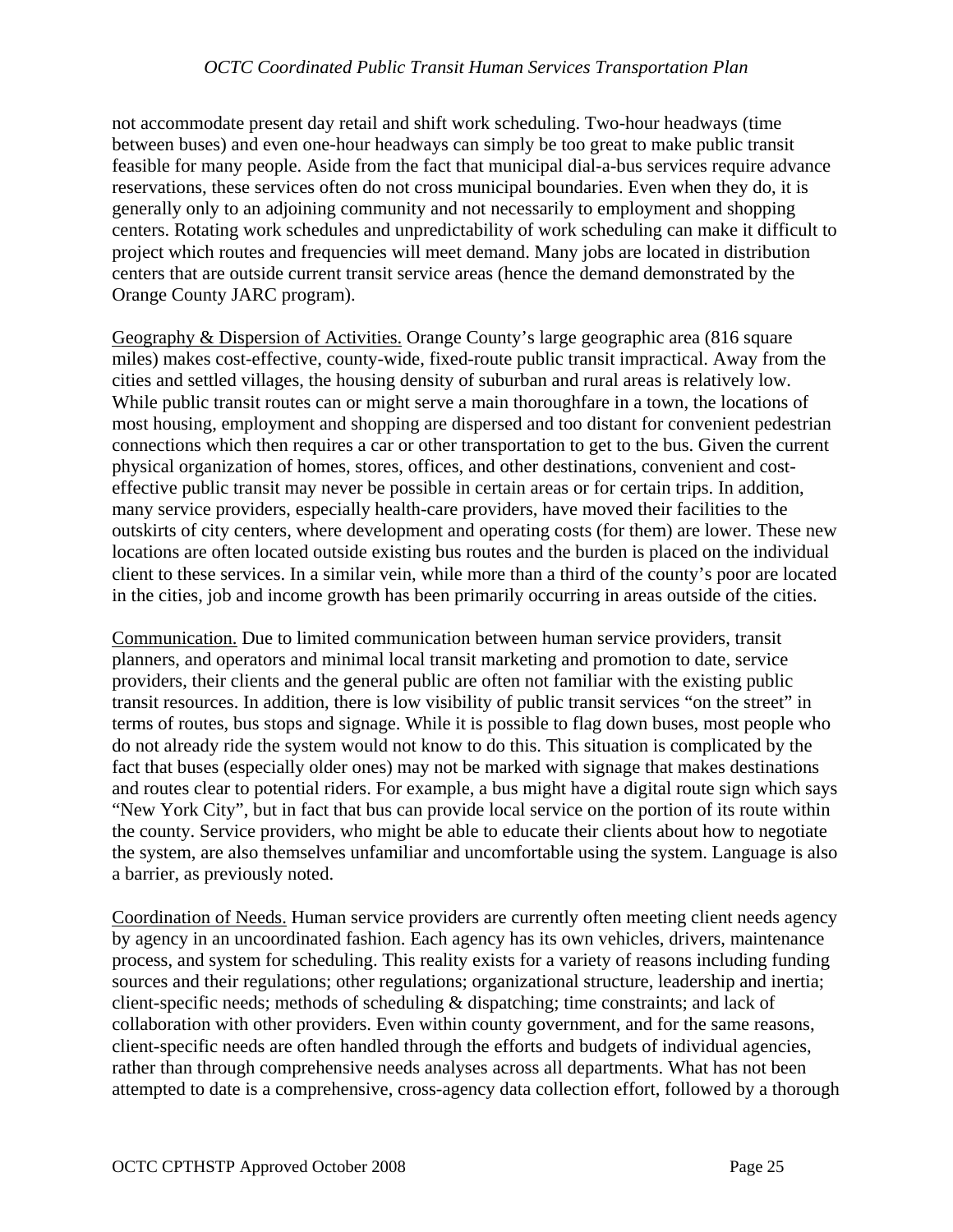not accommodate present day retail and shift work scheduling. Two-hour headways (time between buses) and even one-hour headways can simply be too great to make public transit feasible for many people. Aside from the fact that municipal dial-a-bus services require advance reservations, these services often do not cross municipal boundaries. Even when they do, it is generally only to an adjoining community and not necessarily to employment and shopping centers. Rotating work schedules and unpredictability of work scheduling can make it difficult to project which routes and frequencies will meet demand. Many jobs are located in distribution centers that are outside current transit service areas (hence the demand demonstrated by the Orange County JARC program).

<u>Geography & Dispersion of Activities.</u> Orange County's large geographic area (816 square miles) makes cost-effective, county-wide, fixed-route public transit impractical. Away from the cities and settled villages, the housing density of suburban and rural areas is relatively low. While public transit routes can or might serve a main thoroughfare in a town, the locations of most housing, employment and shopping are dispersed and too distant for convenient pedestrian connections which then requires a car or other transportation to get to the bus. Given the current physical organization of homes, stores, offices, and other destinations, convenient and cost-effective public transit may never be possible in certain areas or for certain trips. In addition, many service providers, especially health-care providers, have moved their facilities to the outskirts of city centers, where development and operating costs (for them) are lower. These new locations are often located outside existing bus routes and the burden is placed on the individual client to these services. In a similar vein, while more than a third of the county's poor are located in the cities, job and income growth has been primarily occurring in areas outside of the cities.

<u>Communication.</u> Due to limited communication between human service providers, transit planners, and operators and minimal local transit marketing and promotion to date, service providers, their clients and the general public are often not familiar with the existing public transit resources. In addition, there is low visibility of public transit services "on the street" in terms of routes, bus stops and signage. While it is possible to flag down buses, most people who do not already ride the system would not know to do this. This situation is complicated by the fact that buses (especially older ones) may not be marked with signage that makes destinations and routes clear to potential riders. For example, a bus might have a digital route sign which says "New York City", but in fact that bus can provide local service on the portion of its route within the county. Service providers, who might be able to educate their clients about how to negotiate the system, are also themselves unfamiliar and uncomfortable using the system. Language is also a barrier, as previously noted.

<u>Coordination of Needs.</u> Human service providers are currently often meeting client needs agency by agency in an uncoordinated fashion. Each agency has its own vehicles, drivers, maintenance process, and system for scheduling. This reality exists for a variety of reasons including funding sources and their regulations; other regulations; organizational structure, leadership and inertia; client-specific needs; methods of scheduling & dispatching; time constraints; and lack of collaboration with other providers. Even within county government, and for the same reasons, client-specific needs are often handled through the efforts and budgets of individual agencies, rather than through comprehensive needs analyses across all departments. What has not been attempted to date is a comprehensive, cross-agency data collection effort, followed by a thorough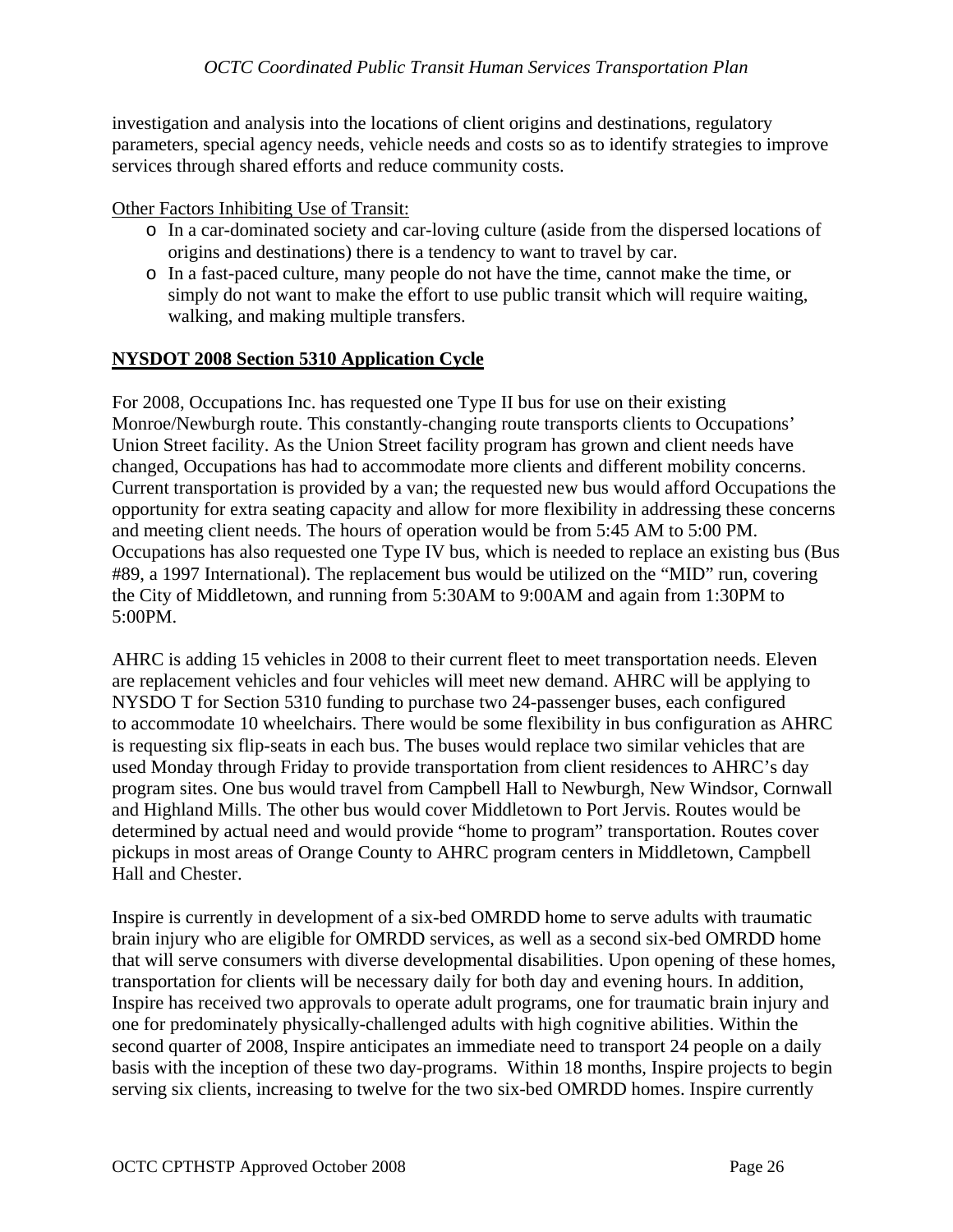investigation and analysis into the locations of client origins and destinations, regulatory parameters, special agency needs, vehicle needs and costs so as to identify strategies to improve services through shared efforts and reduce community costs.

Other Factors Inhibiting Use of Transit:

- In a car-dominated society and car-loving culture (aside from the dispersed locations of origins and destinations) there is a tendency to want to travel by car.
- In a fast-paced culture, many people do not have the time, cannot make the time, or simply do not want to make the effort to use public transit which will require waiting, walking, and making multiple transfers.

## NYSDOT 2008 Section 5310 Application Cycle

For 2008, Occupations Inc. has requested one Type II bus for use on their existing Monroe/Newburgh route. This constantly-changing route transports clients to Occupations' Union Street facility. As the Union Street facility program has grown and client needs have changed, Occupations has had to accommodate more clients and different mobility concerns. Current transportation is provided by a van; the requested new bus would afford Occupations the opportunity for extra seating capacity and allow for more flexibility in addressing these concerns and meeting client needs. The hours of operation would be from 5:45 AM to 5:00 PM. Occupations has also requested one Type IV bus, which is needed to replace an existing bus (Bus #89, a 1997 International). The replacement bus would be utilized on the "MID" run, covering the City of Middletown, and running from 5:30AM to 9:00AM and again from 1:30PM to 5:00PM.

AHRC is adding 15 vehicles in 2008 to their current fleet to meet transportation needs. Eleven are replacement vehicles and four vehicles will meet new demand. AHRC will be applying to NYSDO T for Section 5310 funding to purchase two 24-passenger buses, each configured to accommodate 10 wheelchairs. There would be some flexibility in bus configuration as AHRC is requesting six flip-seats in each bus. The buses would replace two similar vehicles that are used Monday through Friday to provide transportation from client residences to AHRC's day program sites. One bus would travel from Campbell Hall to Newburgh, New Windsor, Cornwall and Highland Mills. The other bus would cover Middletown to Port Jervis. Routes would be determined by actual need and would provide "home to program" transportation. Routes cover pickups in most areas of Orange County to AHRC program centers in Middletown, Campbell Hall and Chester.

Inspire is currently in development of a six-bed OMRDD home to serve adults with traumatic brain injury who are eligible for OMRDD services, as well as a second six-bed OMRDD home that will serve consumers with diverse developmental disabilities. Upon opening of these homes, transportation for clients will be necessary daily for both day and evening hours. In addition, Inspire has received two approvals to operate adult programs, one for traumatic brain injury and one for predominately physically-challenged adults with high cognitive abilities. Within the second quarter of 2008, Inspire anticipates an immediate need to transport 24 people on a daily basis with the inception of these two day-programs. Within 18 months, Inspire projects to begin serving six clients, increasing to twelve for the two six-bed OMRDD homes. Inspire currently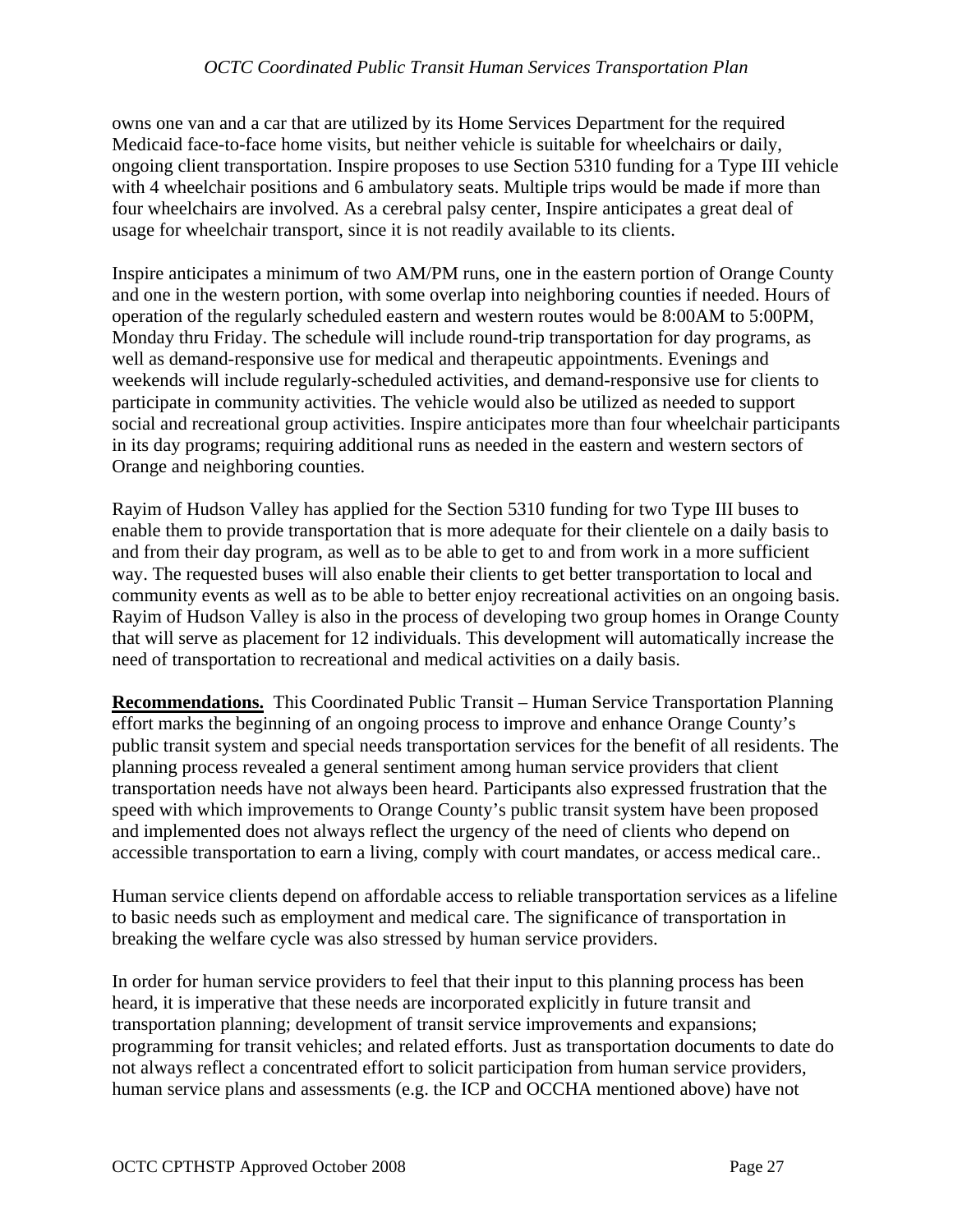owns one van and a car that are utilized by its Home Services Department for the required Medicaid face-to-face home visits, but neither vehicle is suitable for wheelchairs or daily, ongoing client transportation. Inspire proposes to use Section 5310 funding for a Type III vehicle with 4 wheelchair positions and 6 ambulatory seats. Multiple trips would be made if more than four wheelchairs are involved. As a cerebral palsy center, Inspire anticipates a great deal of usage for wheelchair transport, since it is not readily available to its clients.

Inspire anticipates a minimum of two AM/PM runs, one in the eastern portion of Orange County and one in the western portion, with some overlap into neighboring counties if needed. Hours of operation of the regularly scheduled eastern and western routes would be 8:00AM to 5:00PM, Monday thru Friday. The schedule will include round-trip transportation for day programs, as well as demand-responsive use for medical and therapeutic appointments. Evenings and weekends will include regularly-scheduled activities, and demand-responsive use for clients to participate in community activities. The vehicle would also be utilized as needed to support social and recreational group activities. Inspire anticipates more than four wheelchair participants in its day programs; requiring additional runs as needed in the eastern and western sectors of Orange and neighboring counties.

Rayim of Hudson Valley has applied for the Section 5310 funding for two Type III buses to enable them to provide transportation that is more adequate for their clientele on a daily basis to and from their day program, as well as to be able to get to and from work in a more sufficient way. The requested buses will also enable their clients to get better transportation to local and community events as well as to be able to better enjoy recreational activities on an ongoing basis. Rayim of Hudson Valley is also in the process of developing two group homes in Orange County that will serve as placement for 12 individuals. This development will automatically increase the need of transportation to recreational and medical activities on a daily basis.

**Recommendations.** This Coordinated Public Transit – Human Service Transportation Planning effort marks the beginning of an ongoing process to improve and enhance Orange County's public transit system and special needs transportation services for the benefit of all residents. The planning process revealed a general sentiment among human service providers that client transportation needs have not always been heard. Participants also expressed frustration that the speed with which improvements to Orange County's public transit system have been proposed and implemented does not always reflect the urgency of the need of clients who depend on accessible transportation to earn a living, comply with court mandates, or access medical care..

Human service clients depend on affordable access to reliable transportation services as a lifeline to basic needs such as employment and medical care. The significance of transportation in breaking the welfare cycle was also stressed by human service providers.

In order for human service providers to feel that their input to this planning process has been heard, it is imperative that these needs are incorporated explicitly in future transit and transportation planning; development of transit service improvements and expansions; programming for transit vehicles; and related efforts. Just as transportation documents to date do not always reflect a concentrated effort to solicit participation from human service providers, human service plans and assessments (e.g. the ICP and OCCHA mentioned above) have not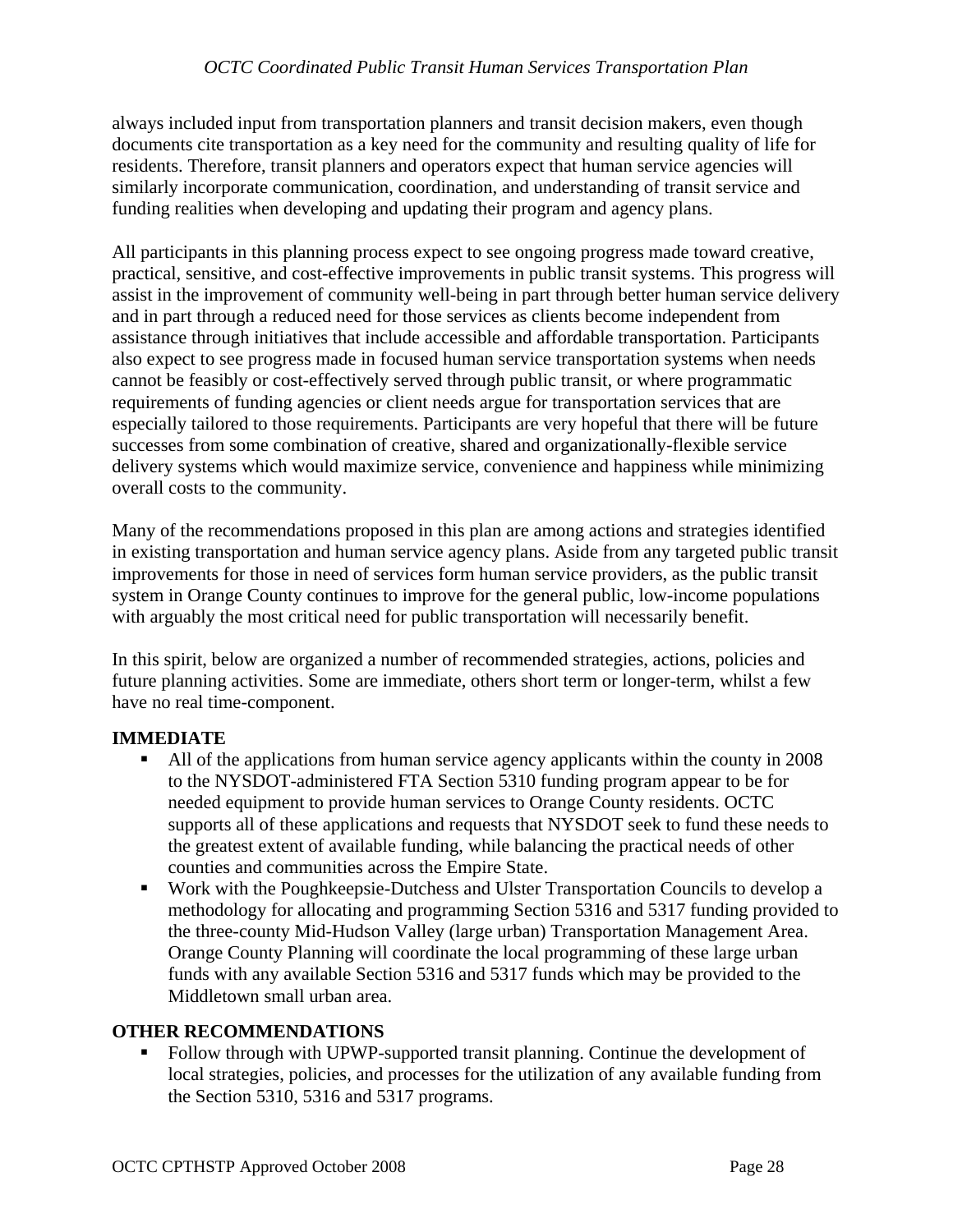always included input from transportation planners and transit decision makers, even though documents cite transportation as a key need for the community and resulting quality of life for residents. Therefore, transit planners and operators expect that human service agencies will similarly incorporate communication, coordination, and understanding of transit service and funding realities when developing and updating their program and agency plans.

All participants in this planning process expect to see ongoing progress made toward creative, practical, sensitive, and cost-effective improvements in public transit systems. This progress will assist in the improvement of community well-being in part through better human service delivery and in part through a reduced need for those services as clients become independent from assistance through initiatives that include accessible and affordable transportation. Participants also expect to see progress made in focused human service transportation systems when needs cannot be feasibly or cost-effectively served through public transit, or where programmatic requirements of funding agencies or client needs argue for transportation services that are especially tailored to those requirements. Participants are very hopeful that there will be future successes from some combination of creative, shared and organizationally-flexible service delivery systems which would maximize service, convenience and happiness while minimizing overall costs to the community.

Many of the recommendations proposed in this plan are among actions and strategies identified in existing transportation and human service agency plans. Aside from any targeted public transit improvements for those in need of services form human service providers, as the public transit system in Orange County continues to improve for the general public, low-income populations with arguably the most critical need for public transportation will necessarily benefit.

In this spirit, below are organized a number of recommended strategies, actions, policies and future planning activities. Some are immediate, others short term or longer-term, whilst a few have no real time-component.

**IMMEDIATE**

- All of the applications from human service agency applicants within the county in 2008 to the NYSDOT-administered FTA Section 5310 funding program appear to be for needed equipment to provide human services to Orange County residents. OCTC supports all of these applications and requests that NYSDOT seek to fund these needs to the greatest extent of available funding, while balancing the practical needs of other counties and communities across the Empire State.
- Work with the Poughkeepsie-Dutchess and Ulster Transportation Councils to develop a methodology for allocating and programming Section 5316 and 5317 funding provided to the three-county Mid-Hudson Valley (large urban) Transportation Management Area. Orange County Planning will coordinate the local programming of these large urban funds with any available Section 5316 and 5317 funds which may be provided to the Middletown small urban area.

**OTHER RECOMMENDATIONS**

- Follow through with UPWP-supported transit planning. Continue the development of local strategies, policies, and processes for the utilization of any available funding from the Section 5310, 5316 and 5317 programs.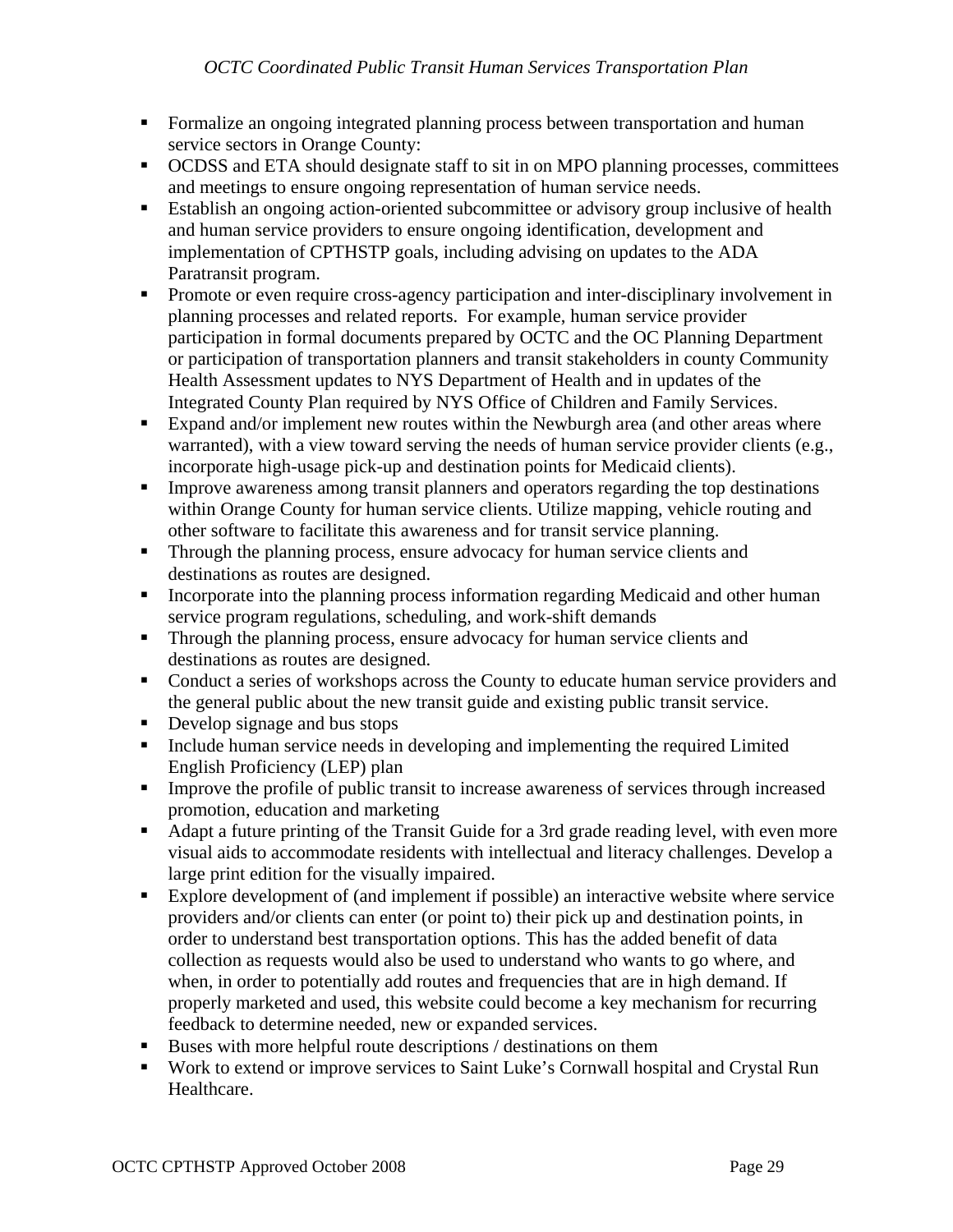- Formalize an ongoing integrated planning process between transportation and human service sectors in Orange County:
- OCDSS and ETA should designate staff to sit in on MPO planning processes, committees and meetings to ensure ongoing representation of human service needs.
- Establish an ongoing action-oriented subcommittee or advisory group inclusive of health and human service providers to ensure ongoing identification, development and implementation of CPTHSTP goals, including advising on updates to the ADA Paratransit program.
- Promote or even require cross-agency participation and inter-disciplinary involvement in planning processes and related reports. For example, human service provider participation in formal documents prepared by OCTC and the OC Planning Department or participation of transportation planners and transit stakeholders in county Community Health Assessment updates to NYS Department of Health and in updates of the Integrated County Plan required by NYS Office of Children and Family Services.
- Expand and/or implement new routes within the Newburgh area (and other areas where warranted), with a view toward serving the needs of human service provider clients (e.g., incorporate high-usage pick-up and destination points for Medicaid clients).
- Improve awareness among transit planners and operators regarding the top destinations within Orange County for human service clients. Utilize mapping, vehicle routing and other software to facilitate this awareness and for transit service planning.
- Through the planning process, ensure advocacy for human service clients and destinations as routes are designed.
- Incorporate into the planning process information regarding Medicaid and other human service program regulations, scheduling, and work-shift demands
- Through the planning process, ensure advocacy for human service clients and destinations as routes are designed.
- Conduct a series of workshops across the County to educate human service providers and the general public about the new transit guide and existing public transit service.
- Develop signage and bus stops
- Include human service needs in developing and implementing the required Limited English Proficiency (LEP) plan
- Improve the profile of public transit to increase awareness of services through increased promotion, education and marketing
- Adapt a future printing of the Transit Guide for a 3rd grade reading level, with even more visual aids to accommodate residents with intellectual and literacy challenges. Develop a large print edition for the visually impaired.
- Explore development of (and implement if possible) an interactive website where service providers and/or clients can enter (or point to) their pick up and destination points, in order to understand best transportation options. This has the added benefit of data collection as requests would also be used to understand who wants to go where, and when, in order to potentially add routes and frequencies that are in high demand. If properly marketed and used, this website could become a key mechanism for recurring feedback to determine needed, new or expanded services.
- Buses with more helpful route descriptions / destinations on them
- Work to extend or improve services to Saint Luke's Cornwall hospital and Crystal Run Healthcare.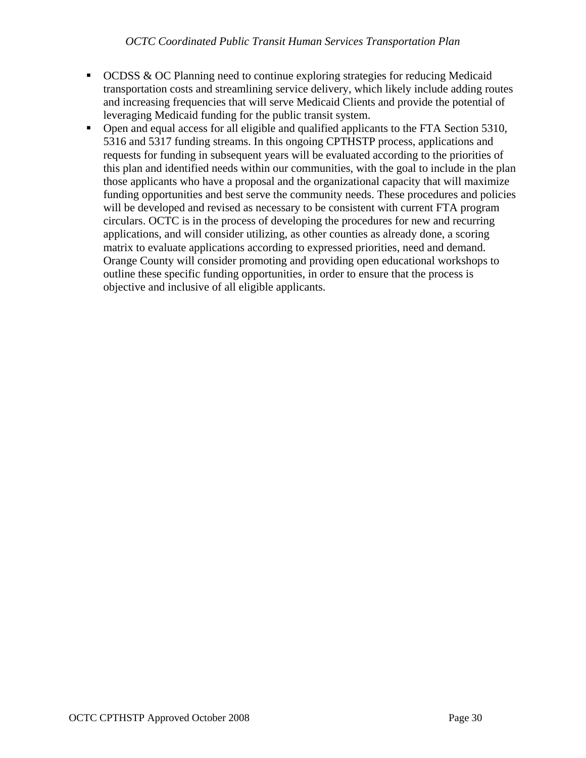- OCDSS & OC Planning need to continue exploring strategies for reducing Medicaid transportation costs and streamlining service delivery, which likely include adding routes and increasing frequencies that will serve Medicaid Clients and provide the potential of leveraging Medicaid funding for the public transit system.
- Open and equal access for all eligible and qualified applicants to the FTA Section 5310, 5316 and 5317 funding streams. In this ongoing CPTHSTP process, applications and requests for funding in subsequent years will be evaluated according to the priorities of this plan and identified needs within our communities, with the goal to include in the plan those applicants who have a proposal and the organizational capacity that will maximize funding opportunities and best serve the community needs. These procedures and policies will be developed and revised as necessary to be consistent with current FTA program circulars. OCTC is in the process of developing the procedures for new and recurring applications, and will consider utilizing, as other counties as already done, a scoring matrix to evaluate applications according to expressed priorities, need and demand. Orange County will consider promoting and providing open educational workshops to outline these specific funding opportunities, in order to ensure that the process is objective and inclusive of all eligible applicants.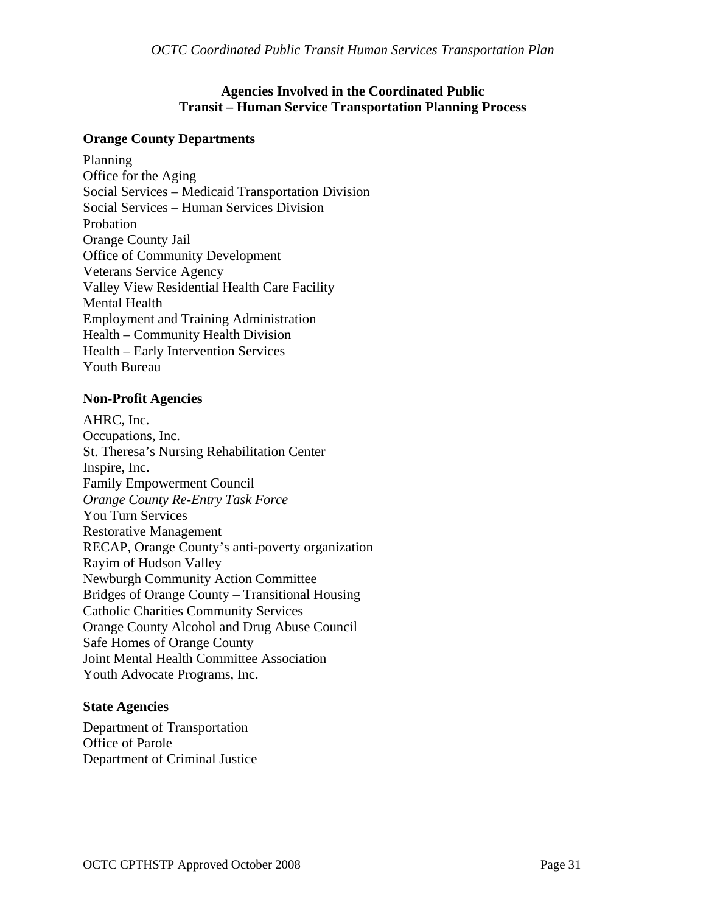## Agencies Involved in the Coordinated Public Transit – Human Service Transportation Planning Process

### Orange County Departments

Planning
Office for the Aging
Social Services – Medicaid Transportation Division
Social Services – Human Services Division
Probation
Orange County Jail
Office of Community Development
Veterans Service Agency
Valley View Residential Health Care Facility
Mental Health
Employment and Training Administration
Health – Community Health Division
Health – Early Intervention Services
Youth Bureau

### Non-Profit Agencies

AHRC, Inc.
Occupations, Inc.
St. Theresa's Nursing Rehabilitation Center
Inspire, Inc.
Family Empowerment Council
*Orange County Re-Entry Task Force*
You Turn Services
Restorative Management
RECAP, Orange County's anti-poverty organization
Rayim of Hudson Valley
Newburgh Community Action Committee
Bridges of Orange County – Transitional Housing
Catholic Charities Community Services
Orange County Alcohol and Drug Abuse Council
Safe Homes of Orange County
Joint Mental Health Committee Association
Youth Advocate Programs, Inc.

### State Agencies

Department of Transportation
Office of Parole
Department of Criminal Justice